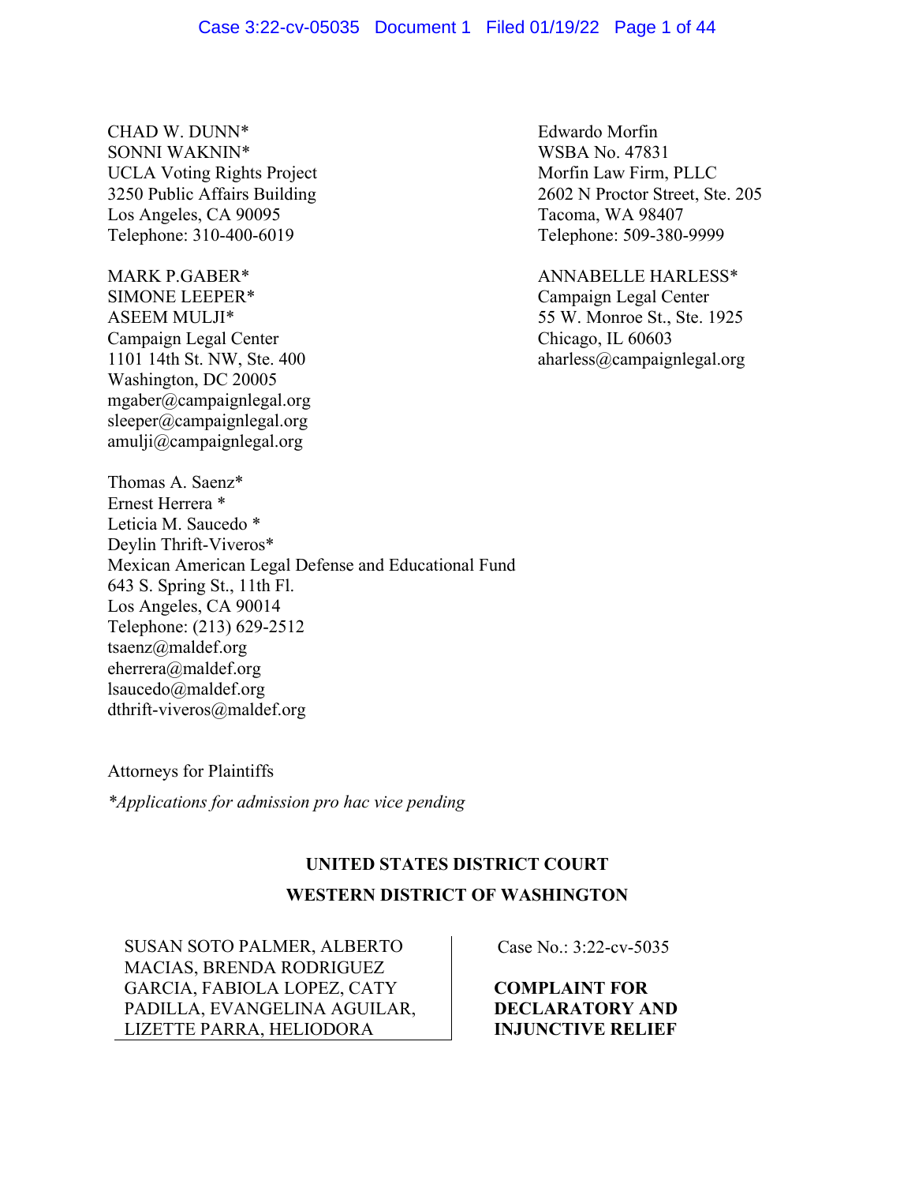CHAD W. DUNN*
SONNI WAKNIN*
UCLA Voting Rights Project
3250 Public Affairs Building
Los Angeles, CA 90095
Telephone: 310-400-6019

MARK P.GABER*
SIMONE LEEPER*
ASEEM MULJI*
Campaign Legal Center
1101 14th St. NW, Ste. 400
Washington, DC 20005
mgaber@campaignlegal.org
sleeper@campaignlegal.org
amulji@campaignlegal.org

Edwardo Morfin
WSBA No. 47831
Morfin Law Firm, PLLC
2602 N Proctor Street, Ste. 205
Tacoma, WA 98407
Telephone: 509-380-9999

ANNABELLE HARLESS*
Campaign Legal Center
55 W. Monroe St., Ste. 1925
Chicago, IL 60603
aharless@campaignlegal.org

Thomas A. Saenz*
Ernest Herrera *
Leticia M. Saucedo *
Deylin Thrift-Viveros*
Mexican American Legal Defense and Educational Fund
643 S. Spring St., 11th Fl.
Los Angeles, CA 90014
Telephone: (213) 629-2512
tsaenz@maldef.org
eherrera@maldef.org
lsaucedo@maldef.org
dthrift-viveros@maldef.org

Attorneys for Plaintiffs

*\*Applications for admission pro hac vice pending*

**UNITED STATES DISTRICT COURT**
**WESTERN DISTRICT OF WASHINGTON**

SUSAN SOTO PALMER, ALBERTO MACIAS, BRENDA RODRIGUEZ GARCIA, FABIOLA LOPEZ, CATY PADILLA, EVANGELINA AGUILAR, LIZETTE PARRA, HELIODORA

Case No.: 3:22-cv-5035

**COMPLAINT FOR DECLARATORY AND INJUNCTIVE RELIEF**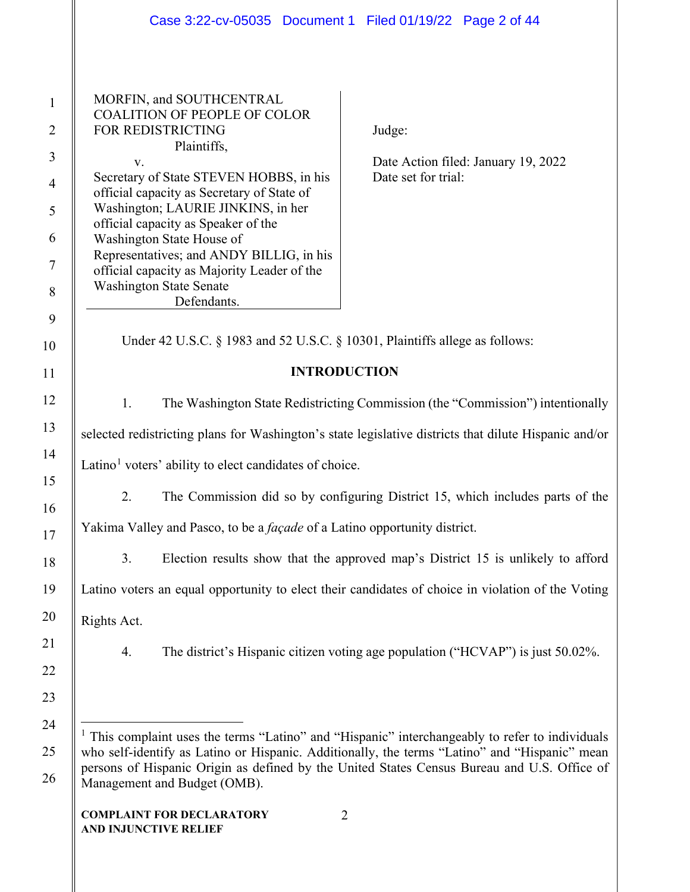MORFIN, and SOUTHCENTRAL COALITION OF PEOPLE OF COLOR FOR REDISTRICTING
Plaintiffs,

v.

Secretary of State STEVEN HOBBS, in his official capacity as Secretary of State of Washington; LAURIE JINKINS, in her official capacity as Speaker of the Washington State House of Representatives; and ANDY BILLIG, in his official capacity as Majority Leader of the Washington State Senate
Defendants.

Judge:

Date Action filed: January 19, 2022
Date set for trial:

Under 42 U.S.C. § 1983 and 52 U.S.C. § 10301, Plaintiffs allege as follows:

## INTRODUCTION

1. The Washington State Redistricting Commission (the "Commission") intentionally selected redistricting plans for Washington's state legislative districts that dilute Hispanic and/or Latino[1] voters' ability to elect candidates of choice.

2. The Commission did so by configuring District 15, which includes parts of the Yakima Valley and Pasco, to be a *façade* of a Latino opportunity district.

3. Election results show that the approved map's District 15 is unlikely to afford Latino voters an equal opportunity to elect their candidates of choice in violation of the Voting Rights Act.

4. The district's Hispanic citizen voting age population ("HCVAP") is just 50.02%.

---

[1] This complaint uses the terms "Latino" and "Hispanic" interchangeably to refer to individuals who self-identify as Latino or Hispanic. Additionally, the terms "Latino" and "Hispanic" mean persons of Hispanic Origin as defined by the United States Census Bureau and U.S. Office of Management and Budget (OMB).

**COMPLAINT FOR DECLARATORY AND INJUNCTIVE RELIEF**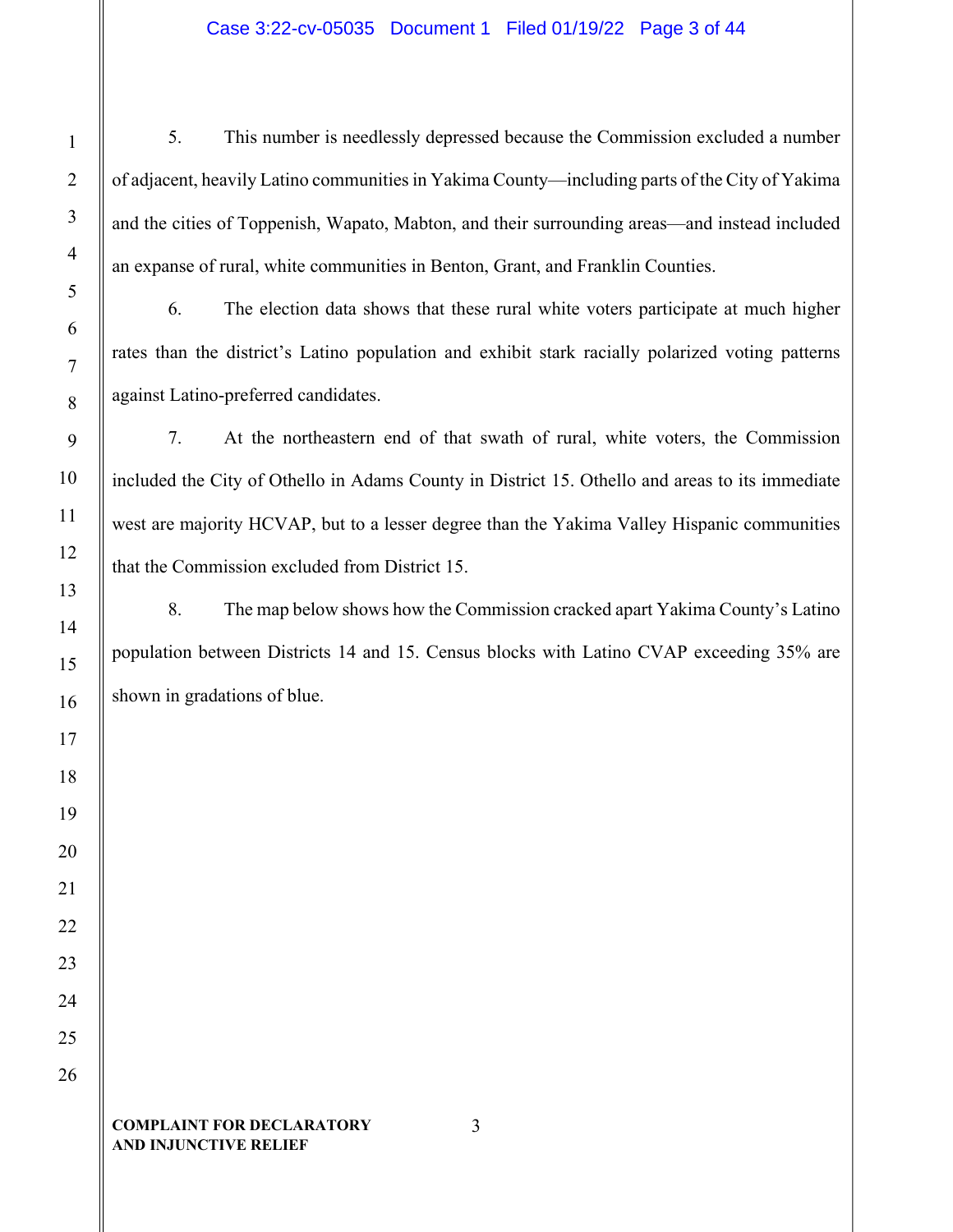5. This number is needlessly depressed because the Commission excluded a number of adjacent, heavily Latino communities in Yakima County—including parts of the City of Yakima and the cities of Toppenish, Wapato, Mabton, and their surrounding areas—and instead included an expanse of rural, white communities in Benton, Grant, and Franklin Counties.

6. The election data shows that these rural white voters participate at much higher rates than the district's Latino population and exhibit stark racially polarized voting patterns against Latino-preferred candidates.

7. At the northeastern end of that swath of rural, white voters, the Commission included the City of Othello in Adams County in District 15. Othello and areas to its immediate west are majority HCVAP, but to a lesser degree than the Yakima Valley Hispanic communities that the Commission excluded from District 15.

8. The map below shows how the Commission cracked apart Yakima County's Latino population between Districts 14 and 15. Census blocks with Latino CVAP exceeding 35% are shown in gradations of blue.

**COMPLAINT FOR DECLARATORY AND INJUNCTIVE RELIEF**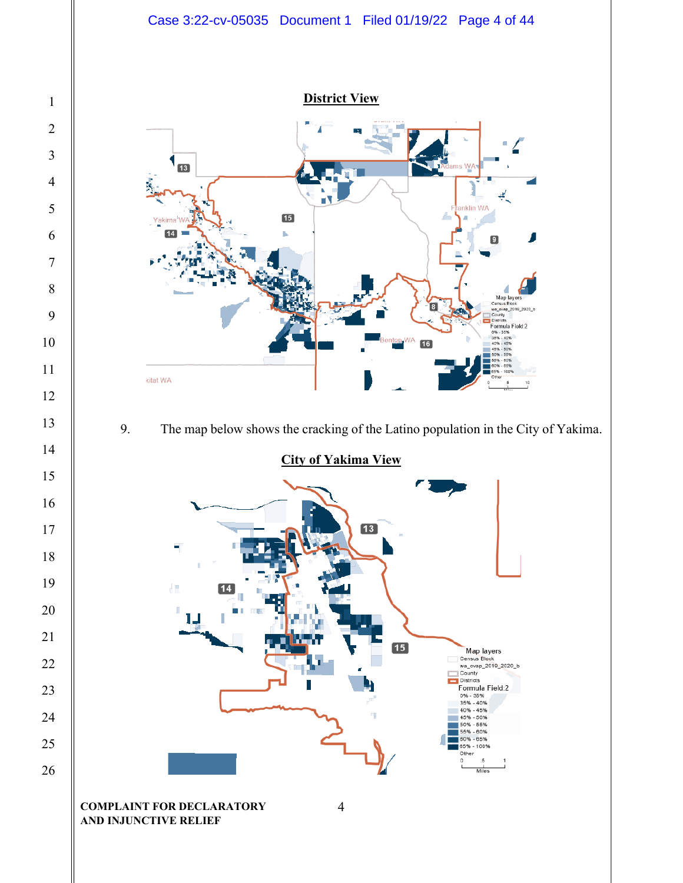**District View**

9. The map below shows the cracking of the Latino population in the City of Yakima.

**City of Yakima View**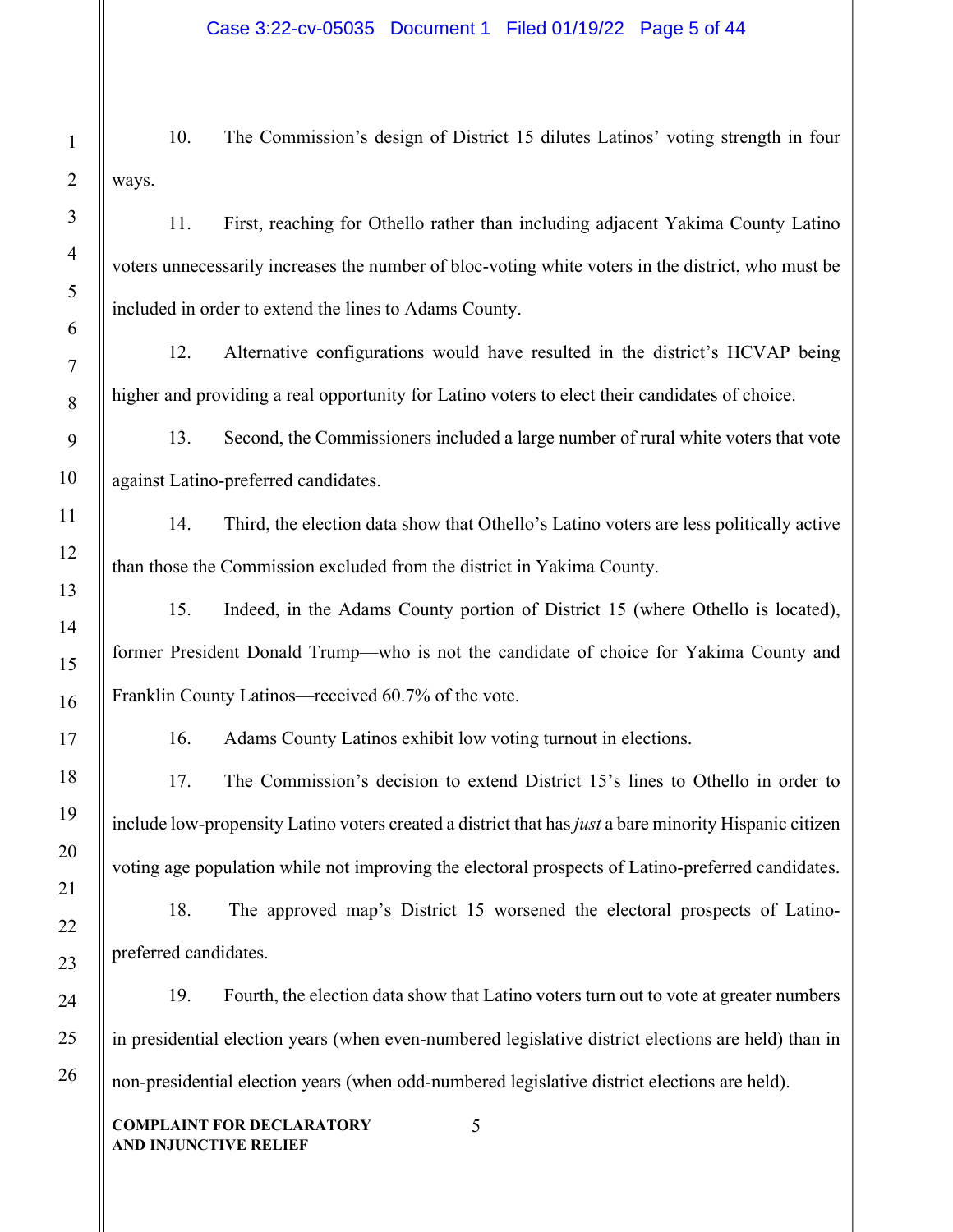10. The Commission's design of District 15 dilutes Latinos' voting strength in four ways.

11. First, reaching for Othello rather than including adjacent Yakima County Latino voters unnecessarily increases the number of bloc-voting white voters in the district, who must be included in order to extend the lines to Adams County.

12. Alternative configurations would have resulted in the district's HCVAP being higher and providing a real opportunity for Latino voters to elect their candidates of choice.

13. Second, the Commissioners included a large number of rural white voters that vote against Latino-preferred candidates.

14. Third, the election data show that Othello's Latino voters are less politically active than those the Commission excluded from the district in Yakima County.

15. Indeed, in the Adams County portion of District 15 (where Othello is located), former President Donald Trump—who is not the candidate of choice for Yakima County and Franklin County Latinos—received 60.7% of the vote.

16. Adams County Latinos exhibit low voting turnout in elections.

17. The Commission's decision to extend District 15's lines to Othello in order to include low-propensity Latino voters created a district that has *just* a bare minority Hispanic citizen voting age population while not improving the electoral prospects of Latino-preferred candidates.

18. The approved map's District 15 worsened the electoral prospects of Latino-preferred candidates.

19. Fourth, the election data show that Latino voters turn out to vote at greater numbers in presidential election years (when even-numbered legislative district elections are held) than in non-presidential election years (when odd-numbered legislative district elections are held).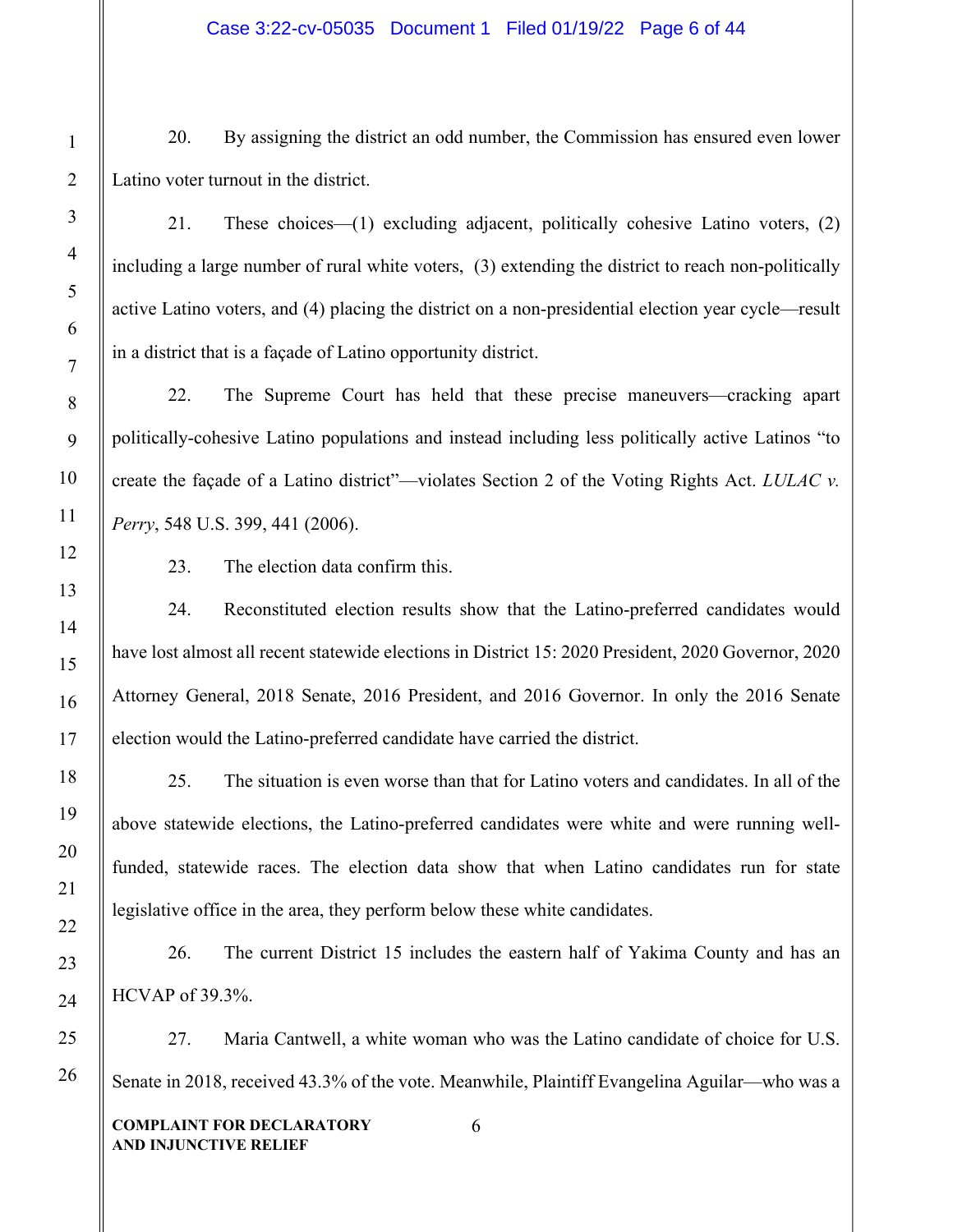20. By assigning the district an odd number, the Commission has ensured even lower Latino voter turnout in the district.

21. These choices—(1) excluding adjacent, politically cohesive Latino voters, (2) including a large number of rural white voters, (3) extending the district to reach non-politically active Latino voters, and (4) placing the district on a non-presidential election year cycle—result in a district that is a façade of Latino opportunity district.

22. The Supreme Court has held that these precise maneuvers—cracking apart politically-cohesive Latino populations and instead including less politically active Latinos "to create the façade of a Latino district"—violates Section 2 of the Voting Rights Act. *LULAC v. Perry*, 548 U.S. 399, 441 (2006).

23. The election data confirm this.

24. Reconstituted election results show that the Latino-preferred candidates would have lost almost all recent statewide elections in District 15: 2020 President, 2020 Governor, 2020 Attorney General, 2018 Senate, 2016 President, and 2016 Governor. In only the 2016 Senate election would the Latino-preferred candidate have carried the district.

25. The situation is even worse than that for Latino voters and candidates. In all of the above statewide elections, the Latino-preferred candidates were white and were running well-funded, statewide races. The election data show that when Latino candidates run for state legislative office in the area, they perform below these white candidates.

26. The current District 15 includes the eastern half of Yakima County and has an HCVAP of 39.3%.

27. Maria Cantwell, a white woman who was the Latino candidate of choice for U.S. Senate in 2018, received 43.3% of the vote. Meanwhile, Plaintiff Evangelina Aguilar—who was a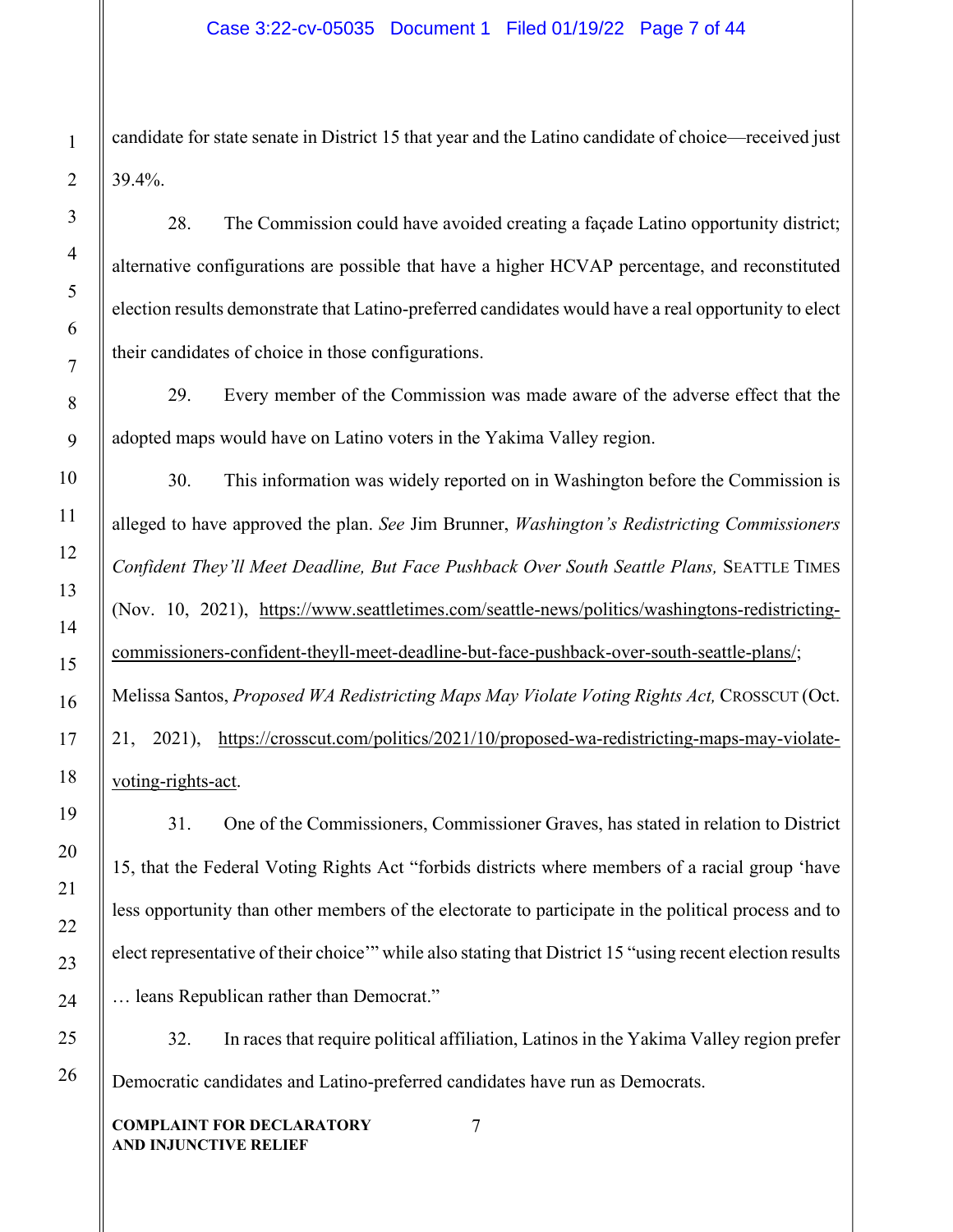candidate for state senate in District 15 that year and the Latino candidate of choice—received just 39.4%.

28. The Commission could have avoided creating a façade Latino opportunity district; alternative configurations are possible that have a higher HCVAP percentage, and reconstituted election results demonstrate that Latino-preferred candidates would have a real opportunity to elect their candidates of choice in those configurations.

29. Every member of the Commission was made aware of the adverse effect that the adopted maps would have on Latino voters in the Yakima Valley region.

30. This information was widely reported on in Washington before the Commission is alleged to have approved the plan. *See* Jim Brunner, *Washington's Redistricting Commissioners Confident They'll Meet Deadline, But Face Pushback Over South Seattle Plans,* SEATTLE TIMES (Nov. 10, 2021), https://www.seattletimes.com/seattle-news/politics/washingtons-redistricting-commissioners-confident-theyll-meet-deadline-but-face-pushback-over-south-seattle-plans/; Melissa Santos, *Proposed WA Redistricting Maps May Violate Voting Rights Act,* CROSSCUT (Oct. 21, 2021), https://crosscut.com/politics/2021/10/proposed-wa-redistricting-maps-may-violate-voting-rights-act.

31. One of the Commissioners, Commissioner Graves, has stated in relation to District 15, that the Federal Voting Rights Act "forbids districts where members of a racial group 'have less opportunity than other members of the electorate to participate in the political process and to elect representative of their choice'" while also stating that District 15 "using recent election results … leans Republican rather than Democrat."

32. In races that require political affiliation, Latinos in the Yakima Valley region prefer Democratic candidates and Latino-preferred candidates have run as Democrats.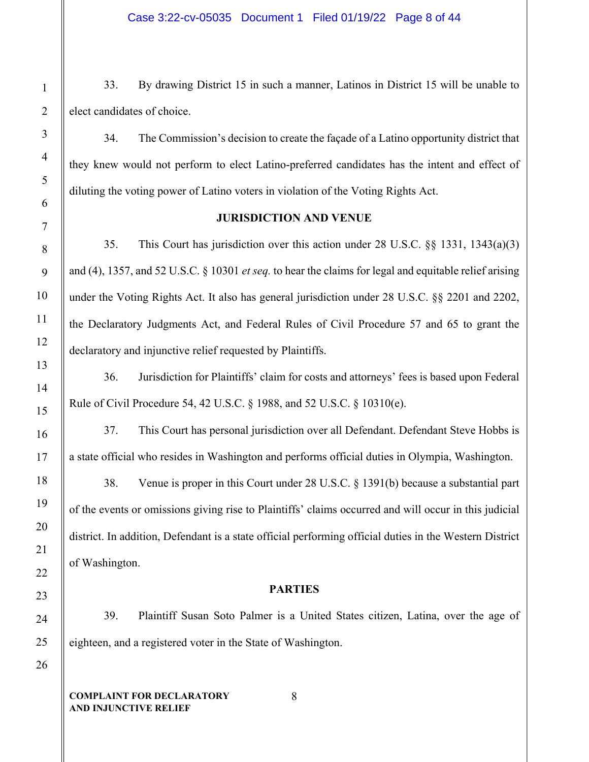33. By drawing District 15 in such a manner, Latinos in District 15 will be unable to elect candidates of choice.

34. The Commission's decision to create the façade of a Latino opportunity district that they knew would not perform to elect Latino-preferred candidates has the intent and effect of diluting the voting power of Latino voters in violation of the Voting Rights Act.

**JURISDICTION AND VENUE**

35. This Court has jurisdiction over this action under 28 U.S.C. §§ 1331, 1343(a)(3) and (4), 1357, and 52 U.S.C. § 10301 *et seq.* to hear the claims for legal and equitable relief arising under the Voting Rights Act. It also has general jurisdiction under 28 U.S.C. §§ 2201 and 2202, the Declaratory Judgments Act, and Federal Rules of Civil Procedure 57 and 65 to grant the declaratory and injunctive relief requested by Plaintiffs.

36. Jurisdiction for Plaintiffs' claim for costs and attorneys' fees is based upon Federal Rule of Civil Procedure 54, 42 U.S.C. § 1988, and 52 U.S.C. § 10310(e).

37. This Court has personal jurisdiction over all Defendant. Defendant Steve Hobbs is a state official who resides in Washington and performs official duties in Olympia, Washington.

38. Venue is proper in this Court under 28 U.S.C. § 1391(b) because a substantial part of the events or omissions giving rise to Plaintiffs' claims occurred and will occur in this judicial district. In addition, Defendant is a state official performing official duties in the Western District of Washington.

**PARTIES**

39. Plaintiff Susan Soto Palmer is a United States citizen, Latina, over the age of eighteen, and a registered voter in the State of Washington.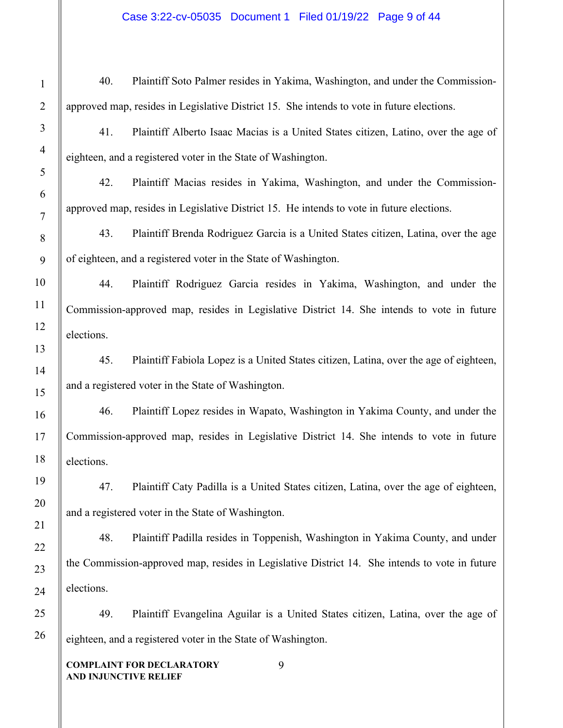40. Plaintiff Soto Palmer resides in Yakima, Washington, and under the Commission-approved map, resides in Legislative District 15. She intends to vote in future elections.

41. Plaintiff Alberto Isaac Macias is a United States citizen, Latino, over the age of eighteen, and a registered voter in the State of Washington.

42. Plaintiff Macias resides in Yakima, Washington, and under the Commission-approved map, resides in Legislative District 15. He intends to vote in future elections.

43. Plaintiff Brenda Rodriguez Garcia is a United States citizen, Latina, over the age of eighteen, and a registered voter in the State of Washington.

44. Plaintiff Rodriguez Garcia resides in Yakima, Washington, and under the Commission-approved map, resides in Legislative District 14. She intends to vote in future elections.

45. Plaintiff Fabiola Lopez is a United States citizen, Latina, over the age of eighteen, and a registered voter in the State of Washington.

46. Plaintiff Lopez resides in Wapato, Washington in Yakima County, and under the Commission-approved map, resides in Legislative District 14. She intends to vote in future elections.

47. Plaintiff Caty Padilla is a United States citizen, Latina, over the age of eighteen, and a registered voter in the State of Washington.

48. Plaintiff Padilla resides in Toppenish, Washington in Yakima County, and under the Commission-approved map, resides in Legislative District 14. She intends to vote in future elections.

49. Plaintiff Evangelina Aguilar is a United States citizen, Latina, over the age of eighteen, and a registered voter in the State of Washington.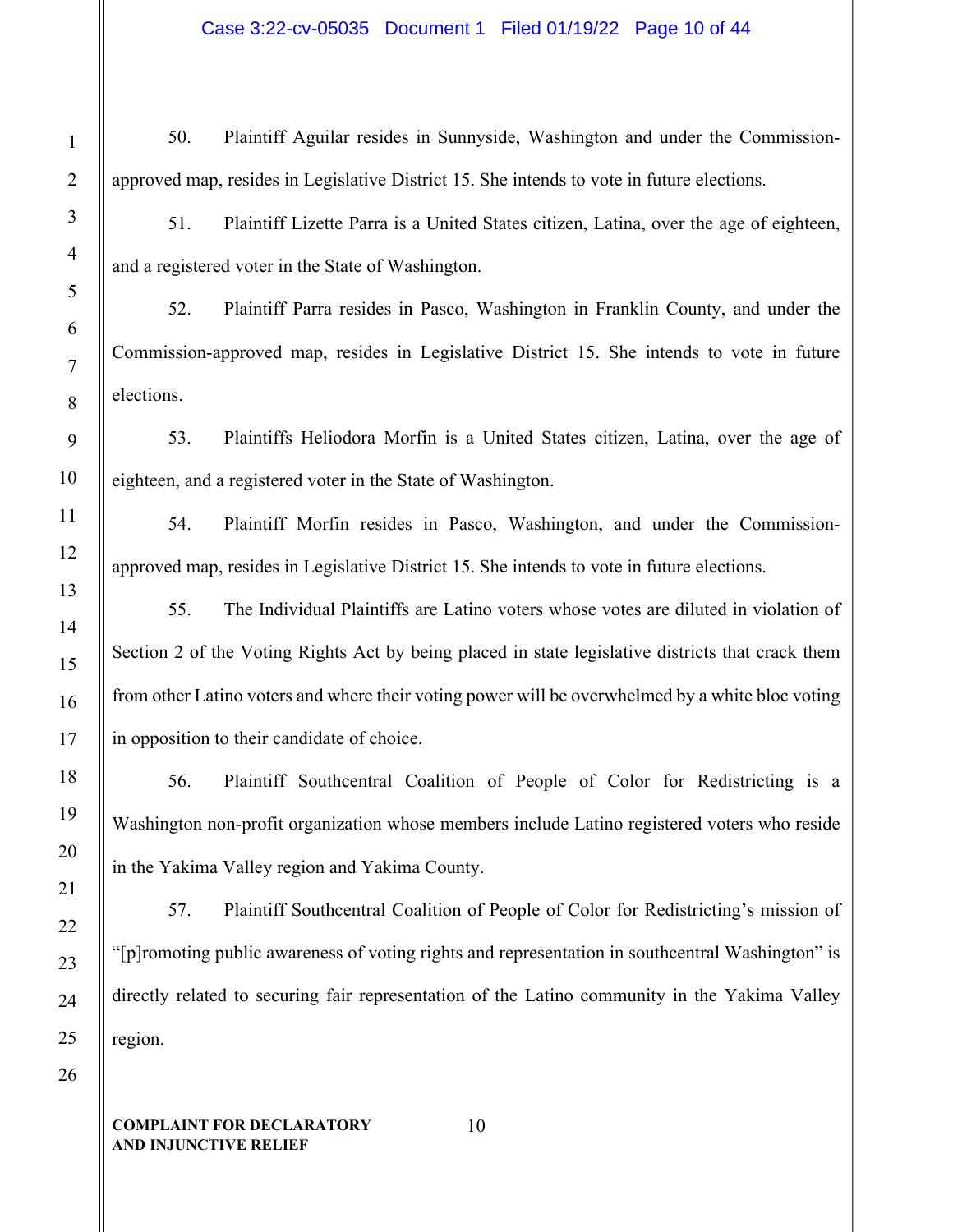50. Plaintiff Aguilar resides in Sunnyside, Washington and under the Commission-approved map, resides in Legislative District 15. She intends to vote in future elections.

51. Plaintiff Lizette Parra is a United States citizen, Latina, over the age of eighteen, and a registered voter in the State of Washington.

52. Plaintiff Parra resides in Pasco, Washington in Franklin County, and under the Commission-approved map, resides in Legislative District 15. She intends to vote in future elections.

53. Plaintiffs Heliodora Morfin is a United States citizen, Latina, over the age of eighteen, and a registered voter in the State of Washington.

54. Plaintiff Morfin resides in Pasco, Washington, and under the Commission-approved map, resides in Legislative District 15. She intends to vote in future elections.

55. The Individual Plaintiffs are Latino voters whose votes are diluted in violation of Section 2 of the Voting Rights Act by being placed in state legislative districts that crack them from other Latino voters and where their voting power will be overwhelmed by a white bloc voting in opposition to their candidate of choice.

56. Plaintiff Southcentral Coalition of People of Color for Redistricting is a Washington non-profit organization whose members include Latino registered voters who reside in the Yakima Valley region and Yakima County.

57. Plaintiff Southcentral Coalition of People of Color for Redistricting's mission of "[p]romoting public awareness of voting rights and representation in southcentral Washington" is directly related to securing fair representation of the Latino community in the Yakima Valley region.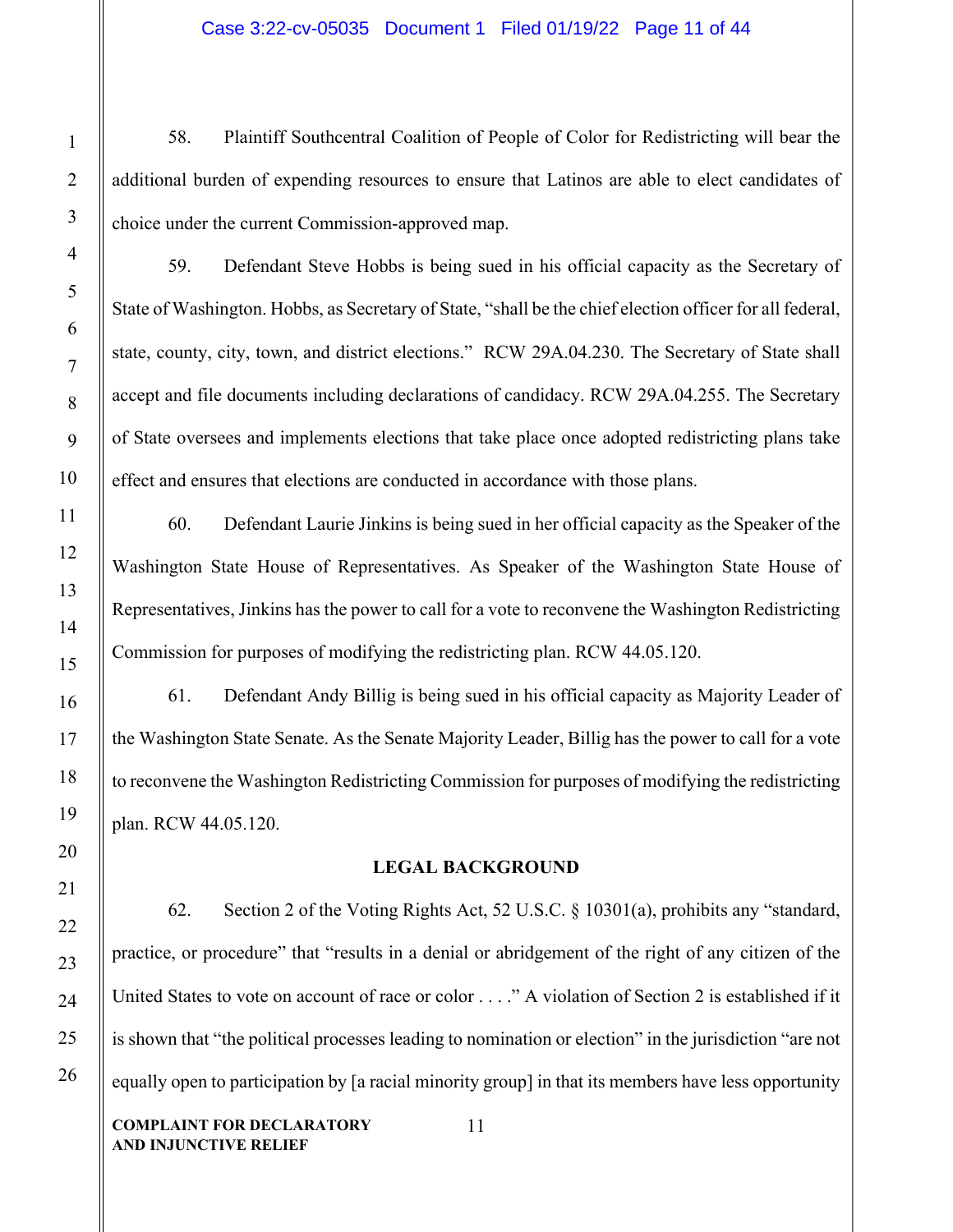58. Plaintiff Southcentral Coalition of People of Color for Redistricting will bear the additional burden of expending resources to ensure that Latinos are able to elect candidates of choice under the current Commission-approved map.

59. Defendant Steve Hobbs is being sued in his official capacity as the Secretary of State of Washington. Hobbs, as Secretary of State, "shall be the chief election officer for all federal, state, county, city, town, and district elections." RCW 29A.04.230. The Secretary of State shall accept and file documents including declarations of candidacy. RCW 29A.04.255. The Secretary of State oversees and implements elections that take place once adopted redistricting plans take effect and ensures that elections are conducted in accordance with those plans.

60. Defendant Laurie Jinkins is being sued in her official capacity as the Speaker of the Washington State House of Representatives. As Speaker of the Washington State House of Representatives, Jinkins has the power to call for a vote to reconvene the Washington Redistricting Commission for purposes of modifying the redistricting plan. RCW 44.05.120.

61. Defendant Andy Billig is being sued in his official capacity as Majority Leader of the Washington State Senate. As the Senate Majority Leader, Billig has the power to call for a vote to reconvene the Washington Redistricting Commission for purposes of modifying the redistricting plan. RCW 44.05.120.

**LEGAL BACKGROUND**

62. Section 2 of the Voting Rights Act, 52 U.S.C. § 10301(a), prohibits any "standard, practice, or procedure" that "results in a denial or abridgement of the right of any citizen of the United States to vote on account of race or color . . . ." A violation of Section 2 is established if it is shown that "the political processes leading to nomination or election" in the jurisdiction "are not equally open to participation by [a racial minority group] in that its members have less opportunity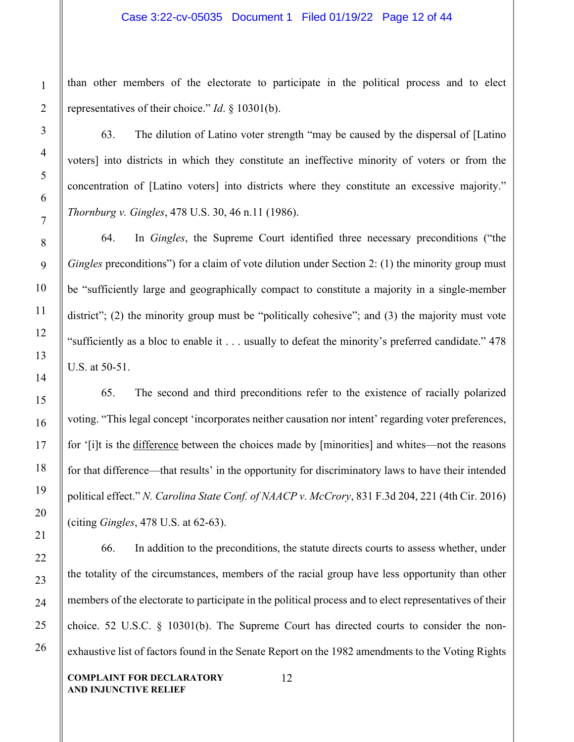than other members of the electorate to participate in the political process and to elect representatives of their choice." *Id*. § 10301(b).

63. The dilution of Latino voter strength "may be caused by the dispersal of [Latino voters] into districts in which they constitute an ineffective minority of voters or from the concentration of [Latino voters] into districts where they constitute an excessive majority." *Thornburg v. Gingles*, 478 U.S. 30, 46 n.11 (1986).

64. In *Gingles*, the Supreme Court identified three necessary preconditions ("the *Gingles* preconditions") for a claim of vote dilution under Section 2: (1) the minority group must be "sufficiently large and geographically compact to constitute a majority in a single-member district"; (2) the minority group must be "politically cohesive"; and (3) the majority must vote "sufficiently as a bloc to enable it . . . usually to defeat the minority's preferred candidate." 478 U.S. at 50-51.

65. The second and third preconditions refer to the existence of racially polarized voting. "This legal concept 'incorporates neither causation nor intent' regarding voter preferences, for '[i]t is the <u>difference</u> between the choices made by [minorities] and whites—not the reasons for that difference—that results' in the opportunity for discriminatory laws to have their intended political effect." *N. Carolina State Conf. of NAACP v. McCrory*, 831 F.3d 204, 221 (4th Cir. 2016) (citing *Gingles*, 478 U.S. at 62-63).

66. In addition to the preconditions, the statute directs courts to assess whether, under the totality of the circumstances, members of the racial group have less opportunity than other members of the electorate to participate in the political process and to elect representatives of their choice. 52 U.S.C. § 10301(b). The Supreme Court has directed courts to consider the non-exhaustive list of factors found in the Senate Report on the 1982 amendments to the Voting Rights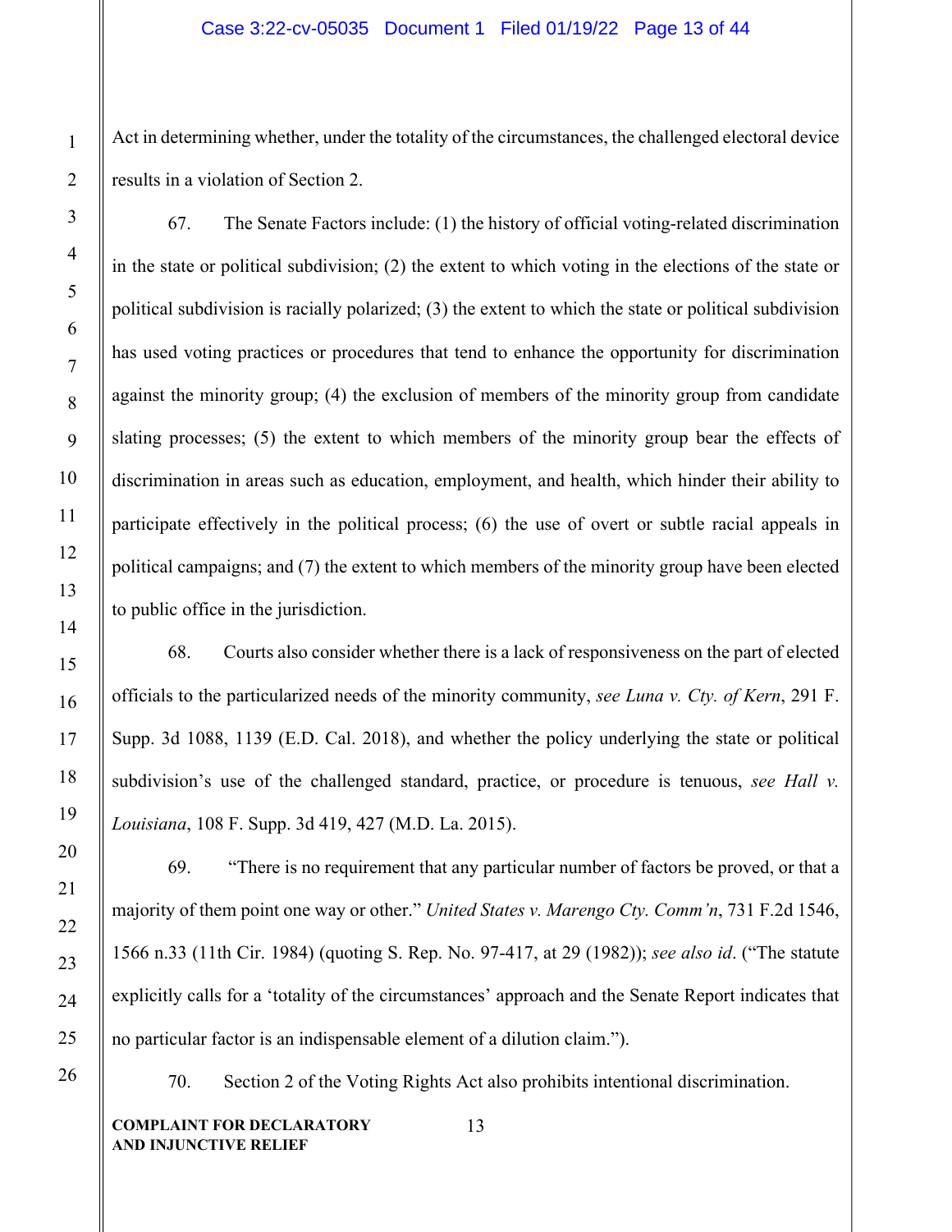Act in determining whether, under the totality of the circumstances, the challenged electoral device results in a violation of Section 2.

67. The Senate Factors include: (1) the history of official voting-related discrimination in the state or political subdivision; (2) the extent to which voting in the elections of the state or political subdivision is racially polarized; (3) the extent to which the state or political subdivision has used voting practices or procedures that tend to enhance the opportunity for discrimination against the minority group; (4) the exclusion of members of the minority group from candidate slating processes; (5) the extent to which members of the minority group bear the effects of discrimination in areas such as education, employment, and health, which hinder their ability to participate effectively in the political process; (6) the use of overt or subtle racial appeals in political campaigns; and (7) the extent to which members of the minority group have been elected to public office in the jurisdiction.

68. Courts also consider whether there is a lack of responsiveness on the part of elected officials to the particularized needs of the minority community, *see Luna v. Cty. of Kern*, 291 F. Supp. 3d 1088, 1139 (E.D. Cal. 2018), and whether the policy underlying the state or political subdivision's use of the challenged standard, practice, or procedure is tenuous, *see Hall v. Louisiana*, 108 F. Supp. 3d 419, 427 (M.D. La. 2015).

69. "There is no requirement that any particular number of factors be proved, or that a majority of them point one way or other." *United States v. Marengo Cty. Comm'n*, 731 F.2d 1546, 1566 n.33 (11th Cir. 1984) (quoting S. Rep. No. 97-417, at 29 (1982)); *see also id*. ("The statute explicitly calls for a 'totality of the circumstances' approach and the Senate Report indicates that no particular factor is an indispensable element of a dilution claim.").

70. Section 2 of the Voting Rights Act also prohibits intentional discrimination.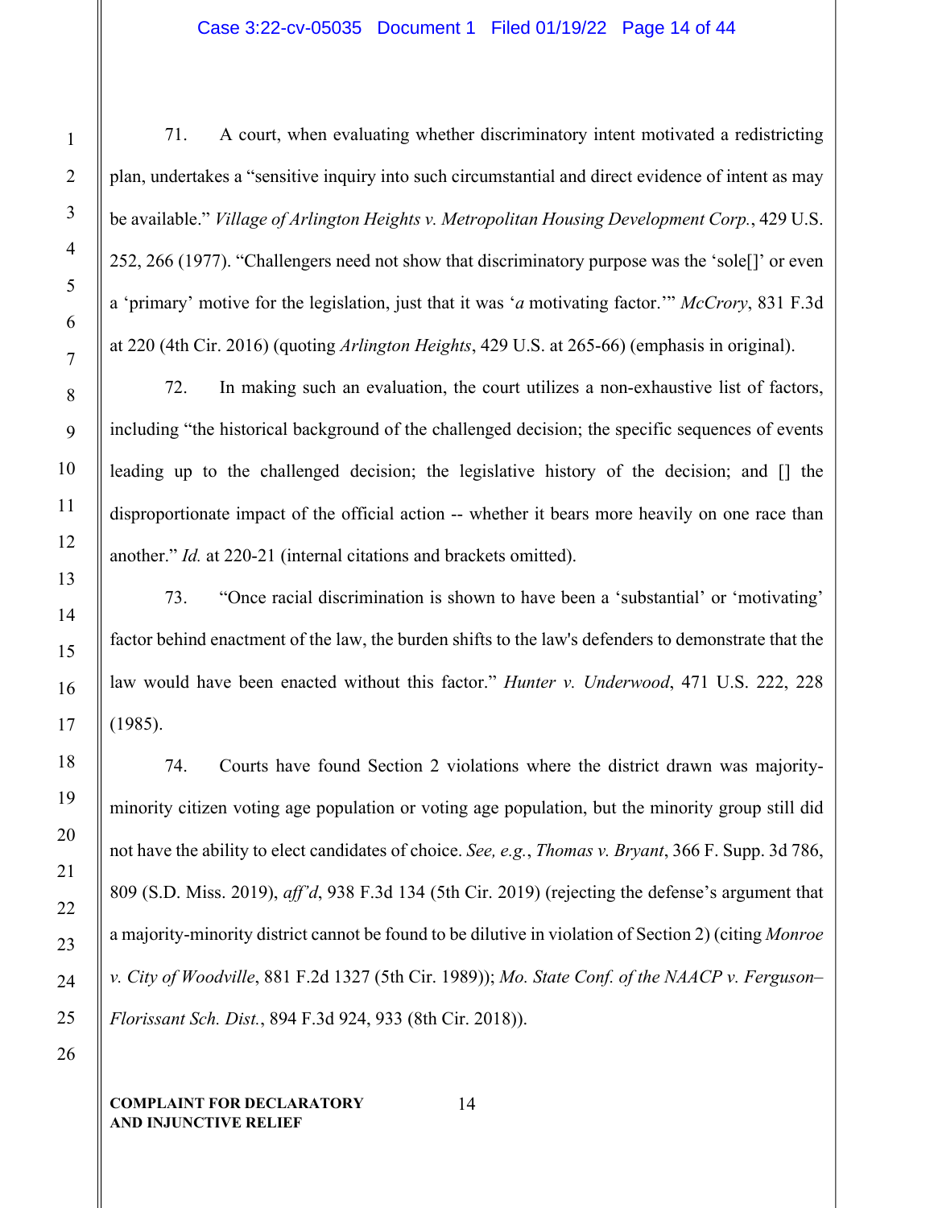71. A court, when evaluating whether discriminatory intent motivated a redistricting plan, undertakes a "sensitive inquiry into such circumstantial and direct evidence of intent as may be available." *Village of Arlington Heights v. Metropolitan Housing Development Corp.*, 429 U.S. 252, 266 (1977). "Challengers need not show that discriminatory purpose was the 'sole[]' or even a 'primary' motive for the legislation, just that it was '*a* motivating factor.'" *McCrory*, 831 F.3d at 220 (4th Cir. 2016) (quoting *Arlington Heights*, 429 U.S. at 265-66) (emphasis in original).

72. In making such an evaluation, the court utilizes a non-exhaustive list of factors, including "the historical background of the challenged decision; the specific sequences of events leading up to the challenged decision; the legislative history of the decision; and [] the disproportionate impact of the official action -- whether it bears more heavily on one race than another." *Id.* at 220-21 (internal citations and brackets omitted).

73. "Once racial discrimination is shown to have been a 'substantial' or 'motivating' factor behind enactment of the law, the burden shifts to the law's defenders to demonstrate that the law would have been enacted without this factor." *Hunter v. Underwood*, 471 U.S. 222, 228 (1985).

74. Courts have found Section 2 violations where the district drawn was majority-minority citizen voting age population or voting age population, but the minority group still did not have the ability to elect candidates of choice. *See, e.g.*, *Thomas v. Bryant*, 366 F. Supp. 3d 786, 809 (S.D. Miss. 2019), *aff'd*, 938 F.3d 134 (5th Cir. 2019) (rejecting the defense's argument that a majority-minority district cannot be found to be dilutive in violation of Section 2) (citing *Monroe v. City of Woodville*, 881 F.2d 1327 (5th Cir. 1989)); *Mo. State Conf. of the NAACP v. Ferguson–Florissant Sch. Dist.*, 894 F.3d 924, 933 (8th Cir. 2018)).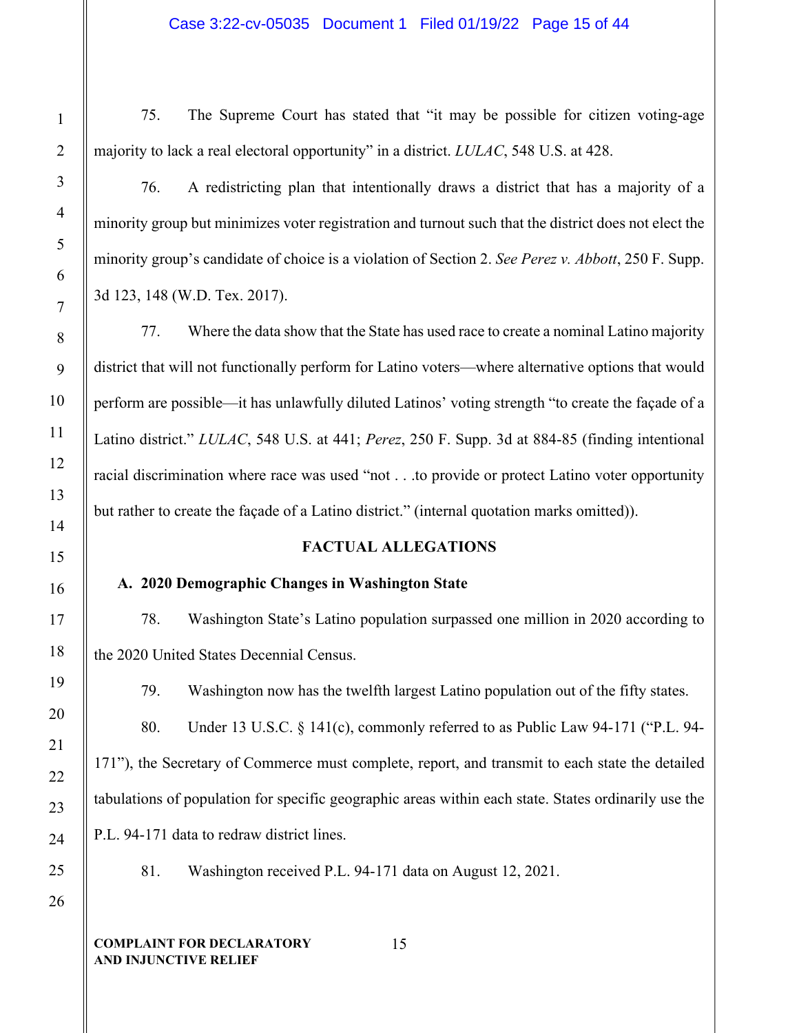75. The Supreme Court has stated that "it may be possible for citizen voting-age majority to lack a real electoral opportunity" in a district. *LULAC*, 548 U.S. at 428.

76. A redistricting plan that intentionally draws a district that has a majority of a minority group but minimizes voter registration and turnout such that the district does not elect the minority group's candidate of choice is a violation of Section 2. *See Perez v. Abbott*, 250 F. Supp. 3d 123, 148 (W.D. Tex. 2017).

77. Where the data show that the State has used race to create a nominal Latino majority district that will not functionally perform for Latino voters—where alternative options that would perform are possible—it has unlawfully diluted Latinos' voting strength "to create the façade of a Latino district." *LULAC*, 548 U.S. at 441; *Perez*, 250 F. Supp. 3d at 884-85 (finding intentional racial discrimination where race was used "not . . .to provide or protect Latino voter opportunity but rather to create the façade of a Latino district." (internal quotation marks omitted)).

## FACTUAL ALLEGATIONS

### A. 2020 Demographic Changes in Washington State

78. Washington State's Latino population surpassed one million in 2020 according to the 2020 United States Decennial Census.

79. Washington now has the twelfth largest Latino population out of the fifty states.

80. Under 13 U.S.C. § 141(c), commonly referred to as Public Law 94-171 ("P.L. 94-171"), the Secretary of Commerce must complete, report, and transmit to each state the detailed tabulations of population for specific geographic areas within each state. States ordinarily use the P.L. 94-171 data to redraw district lines.

81. Washington received P.L. 94-171 data on August 12, 2021.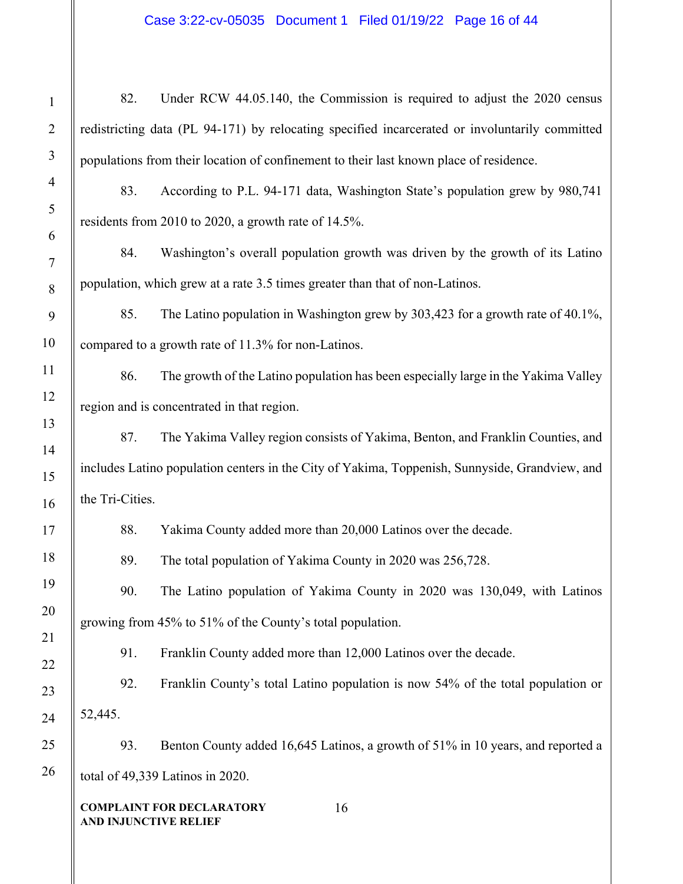82. Under RCW 44.05.140, the Commission is required to adjust the 2020 census redistricting data (PL 94-171) by relocating specified incarcerated or involuntarily committed populations from their location of confinement to their last known place of residence.

83. According to P.L. 94-171 data, Washington State's population grew by 980,741 residents from 2010 to 2020, a growth rate of 14.5%.

84. Washington's overall population growth was driven by the growth of its Latino population, which grew at a rate 3.5 times greater than that of non-Latinos.

85. The Latino population in Washington grew by 303,423 for a growth rate of 40.1%, compared to a growth rate of 11.3% for non-Latinos.

86. The growth of the Latino population has been especially large in the Yakima Valley region and is concentrated in that region.

87. The Yakima Valley region consists of Yakima, Benton, and Franklin Counties, and includes Latino population centers in the City of Yakima, Toppenish, Sunnyside, Grandview, and the Tri-Cities.

88. Yakima County added more than 20,000 Latinos over the decade.

89. The total population of Yakima County in 2020 was 256,728.

90. The Latino population of Yakima County in 2020 was 130,049, with Latinos growing from 45% to 51% of the County's total population.

91. Franklin County added more than 12,000 Latinos over the decade.

92. Franklin County's total Latino population is now 54% of the total population or 52,445.

93. Benton County added 16,645 Latinos, a growth of 51% in 10 years, and reported a total of 49,339 Latinos in 2020.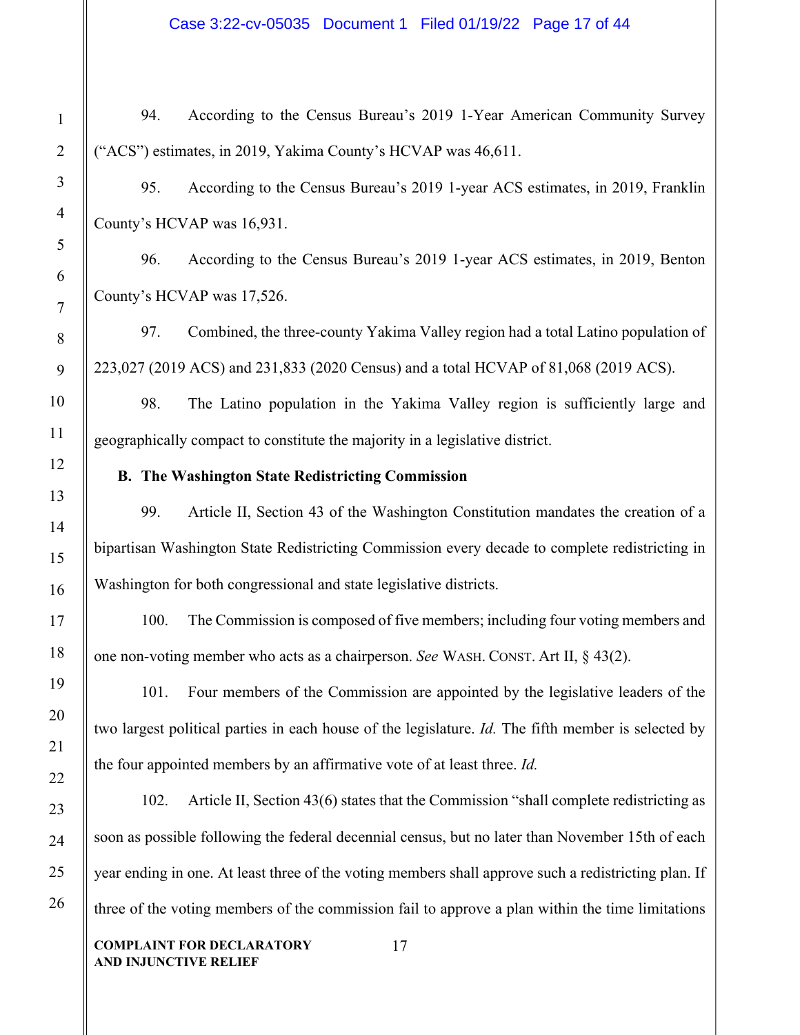94. According to the Census Bureau's 2019 1-Year American Community Survey ("ACS") estimates, in 2019, Yakima County's HCVAP was 46,611.

95. According to the Census Bureau's 2019 1-year ACS estimates, in 2019, Franklin County's HCVAP was 16,931.

96. According to the Census Bureau's 2019 1-year ACS estimates, in 2019, Benton County's HCVAP was 17,526.

97. Combined, the three-county Yakima Valley region had a total Latino population of 223,027 (2019 ACS) and 231,833 (2020 Census) and a total HCVAP of 81,068 (2019 ACS).

98. The Latino population in the Yakima Valley region is sufficiently large and geographically compact to constitute the majority in a legislative district.

**B. The Washington State Redistricting Commission**

99. Article II, Section 43 of the Washington Constitution mandates the creation of a bipartisan Washington State Redistricting Commission every decade to complete redistricting in Washington for both congressional and state legislative districts.

100. The Commission is composed of five members; including four voting members and one non-voting member who acts as a chairperson. *See* WASH. CONST. Art II, § 43(2).

101. Four members of the Commission are appointed by the legislative leaders of the two largest political parties in each house of the legislature. *Id.* The fifth member is selected by the four appointed members by an affirmative vote of at least three. *Id.*

102. Article II, Section 43(6) states that the Commission "shall complete redistricting as soon as possible following the federal decennial census, but no later than November 15th of each year ending in one. At least three of the voting members shall approve such a redistricting plan. If three of the voting members of the commission fail to approve a plan within the time limitations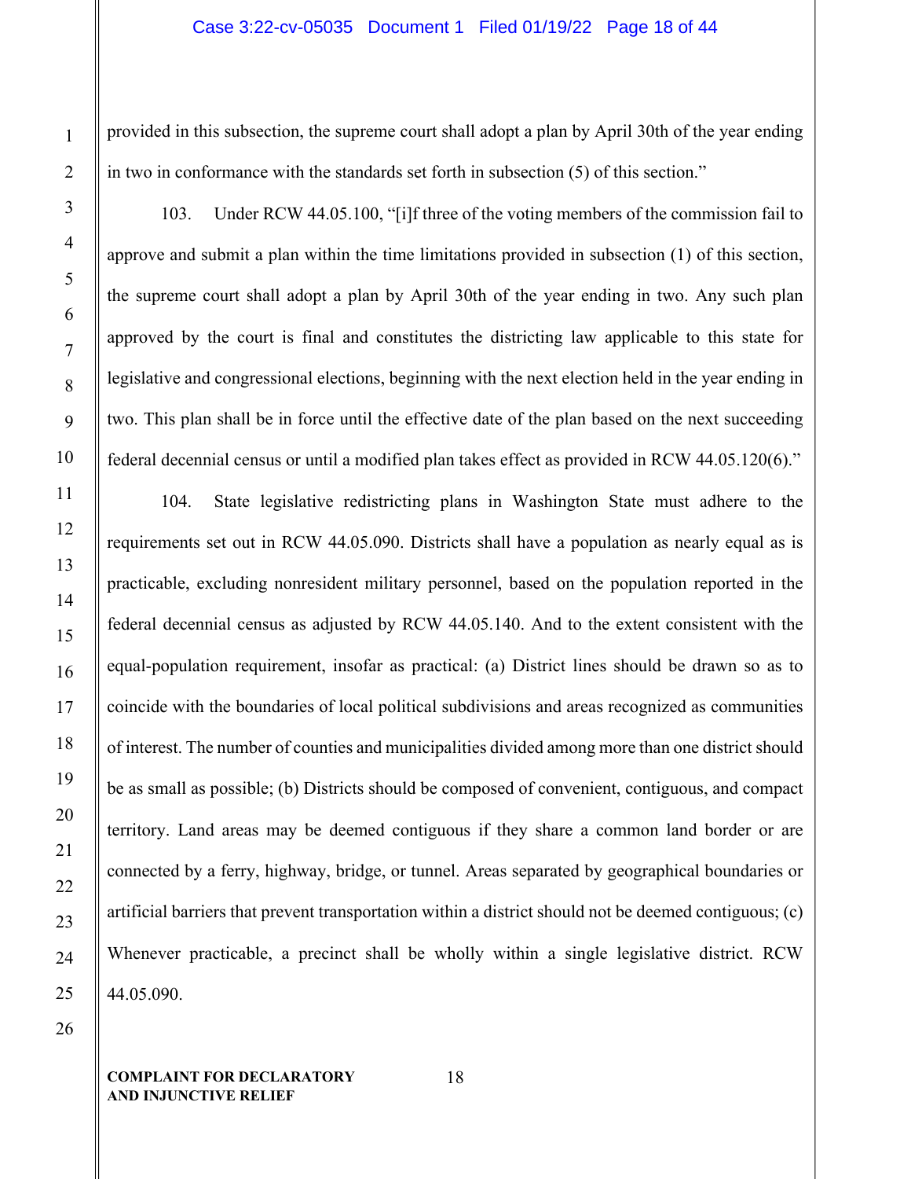provided in this subsection, the supreme court shall adopt a plan by April 30th of the year ending in two in conformance with the standards set forth in subsection (5) of this section."

103. Under RCW 44.05.100, "[i]f three of the voting members of the commission fail to approve and submit a plan within the time limitations provided in subsection (1) of this section, the supreme court shall adopt a plan by April 30th of the year ending in two. Any such plan approved by the court is final and constitutes the districting law applicable to this state for legislative and congressional elections, beginning with the next election held in the year ending in two. This plan shall be in force until the effective date of the plan based on the next succeeding federal decennial census or until a modified plan takes effect as provided in RCW 44.05.120(6)."

104. State legislative redistricting plans in Washington State must adhere to the requirements set out in RCW 44.05.090. Districts shall have a population as nearly equal as is practicable, excluding nonresident military personnel, based on the population reported in the federal decennial census as adjusted by RCW 44.05.140. And to the extent consistent with the equal-population requirement, insofar as practical: (a) District lines should be drawn so as to coincide with the boundaries of local political subdivisions and areas recognized as communities of interest. The number of counties and municipalities divided among more than one district should be as small as possible; (b) Districts should be composed of convenient, contiguous, and compact territory. Land areas may be deemed contiguous if they share a common land border or are connected by a ferry, highway, bridge, or tunnel. Areas separated by geographical boundaries or artificial barriers that prevent transportation within a district should not be deemed contiguous; (c) Whenever practicable, a precinct shall be wholly within a single legislative district. RCW 44.05.090.

**COMPLAINT FOR DECLARATORY AND INJUNCTIVE RELIEF**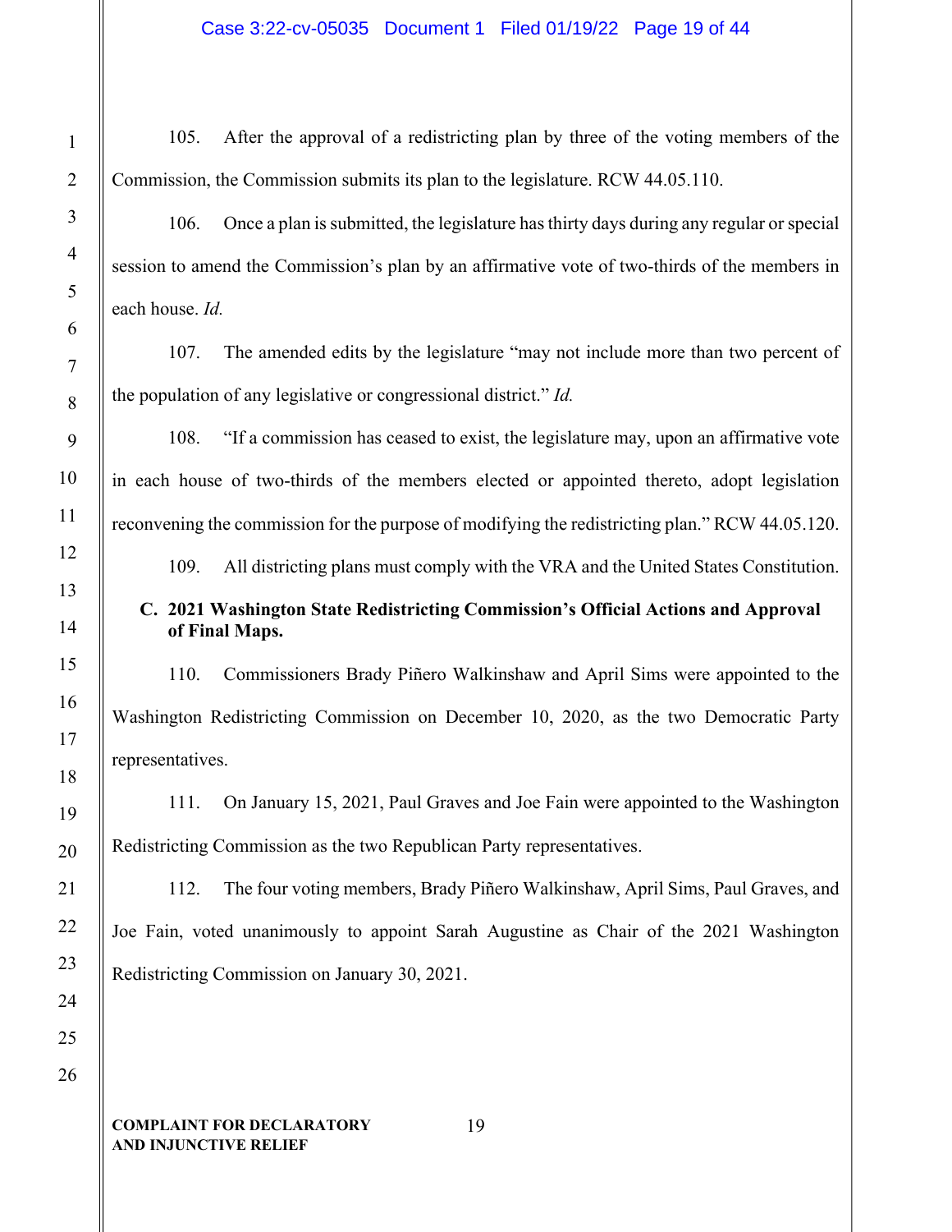105. After the approval of a redistricting plan by three of the voting members of the Commission, the Commission submits its plan to the legislature. RCW 44.05.110.

106. Once a plan is submitted, the legislature has thirty days during any regular or special session to amend the Commission's plan by an affirmative vote of two-thirds of the members in each house. *Id.*

107. The amended edits by the legislature "may not include more than two percent of the population of any legislative or congressional district." *Id.*

108. "If a commission has ceased to exist, the legislature may, upon an affirmative vote in each house of two-thirds of the members elected or appointed thereto, adopt legislation reconvening the commission for the purpose of modifying the redistricting plan." RCW 44.05.120.

109. All districting plans must comply with the VRA and the United States Constitution.

### C. 2021 Washington State Redistricting Commission's Official Actions and Approval of Final Maps.

110. Commissioners Brady Piñero Walkinshaw and April Sims were appointed to the Washington Redistricting Commission on December 10, 2020, as the two Democratic Party representatives.

111. On January 15, 2021, Paul Graves and Joe Fain were appointed to the Washington Redistricting Commission as the two Republican Party representatives.

112. The four voting members, Brady Piñero Walkinshaw, April Sims, Paul Graves, and Joe Fain, voted unanimously to appoint Sarah Augustine as Chair of the 2021 Washington Redistricting Commission on January 30, 2021.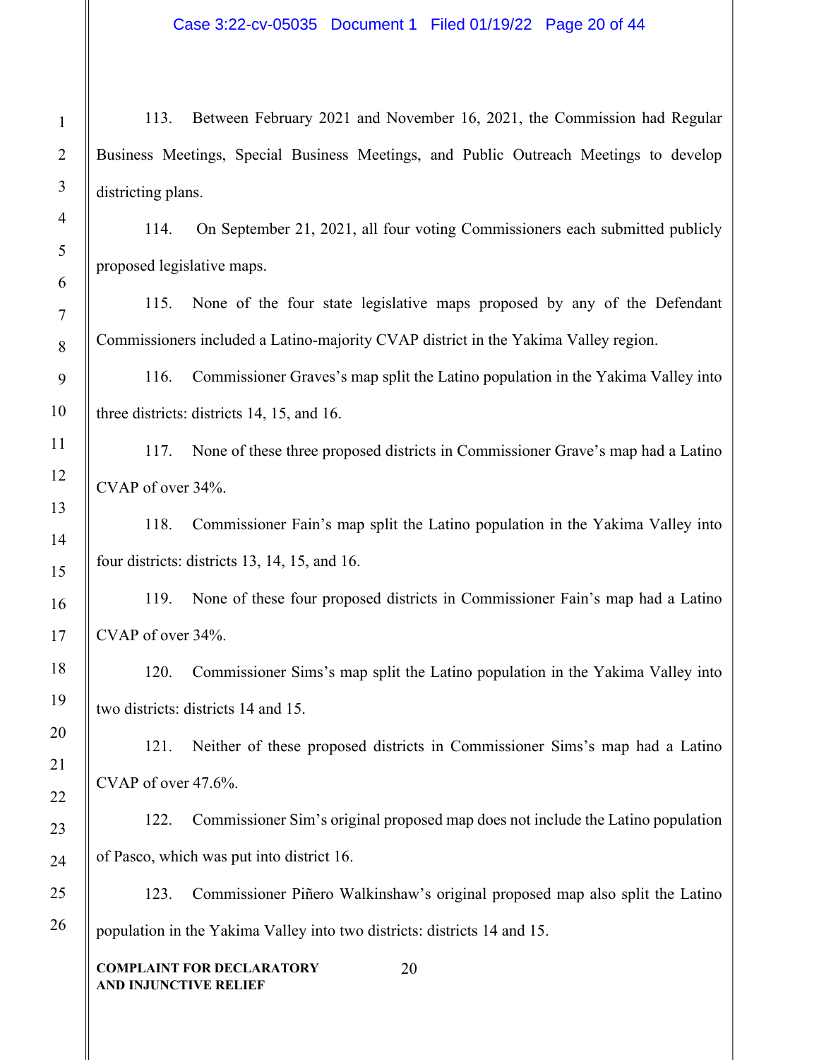113. Between February 2021 and November 16, 2021, the Commission had Regular Business Meetings, Special Business Meetings, and Public Outreach Meetings to develop districting plans.

114. On September 21, 2021, all four voting Commissioners each submitted publicly proposed legislative maps.

115. None of the four state legislative maps proposed by any of the Defendant Commissioners included a Latino-majority CVAP district in the Yakima Valley region.

116. Commissioner Graves's map split the Latino population in the Yakima Valley into three districts: districts 14, 15, and 16.

117. None of these three proposed districts in Commissioner Grave's map had a Latino CVAP of over 34%.

118. Commissioner Fain's map split the Latino population in the Yakima Valley into four districts: districts 13, 14, 15, and 16.

119. None of these four proposed districts in Commissioner Fain's map had a Latino CVAP of over 34%.

120. Commissioner Sims's map split the Latino population in the Yakima Valley into two districts: districts 14 and 15.

121. Neither of these proposed districts in Commissioner Sims's map had a Latino CVAP of over 47.6%.

122. Commissioner Sim's original proposed map does not include the Latino population of Pasco, which was put into district 16.

123. Commissioner Piñero Walkinshaw's original proposed map also split the Latino population in the Yakima Valley into two districts: districts 14 and 15.

**COMPLAINT FOR DECLARATORY AND INJUNCTIVE RELIEF**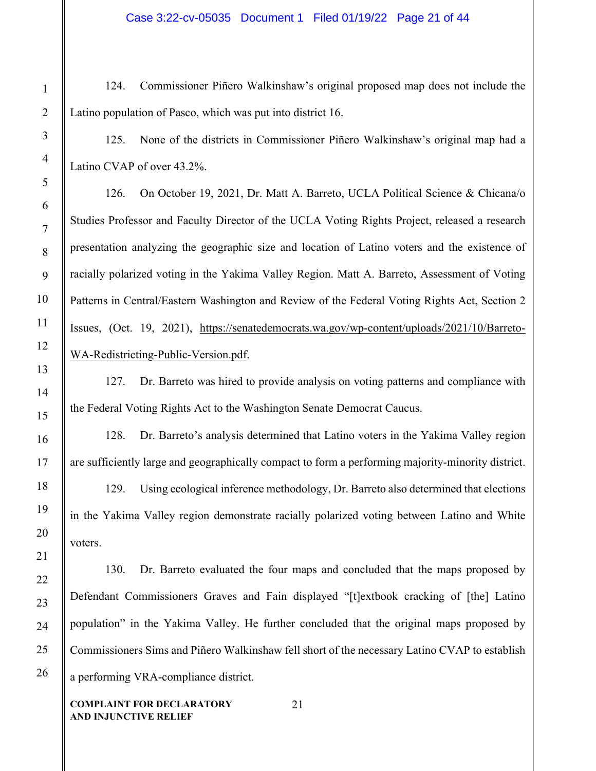124. Commissioner Piñero Walkinshaw's original proposed map does not include the Latino population of Pasco, which was put into district 16.

125. None of the districts in Commissioner Piñero Walkinshaw's original map had a Latino CVAP of over 43.2%.

126. On October 19, 2021, Dr. Matt A. Barreto, UCLA Political Science & Chicana/o Studies Professor and Faculty Director of the UCLA Voting Rights Project, released a research presentation analyzing the geographic size and location of Latino voters and the existence of racially polarized voting in the Yakima Valley Region. Matt A. Barreto, Assessment of Voting Patterns in Central/Eastern Washington and Review of the Federal Voting Rights Act, Section 2 Issues, (Oct. 19, 2021), https://senatedemocrats.wa.gov/wp-content/uploads/2021/10/Barreto-WA-Redistricting-Public-Version.pdf.

127. Dr. Barreto was hired to provide analysis on voting patterns and compliance with the Federal Voting Rights Act to the Washington Senate Democrat Caucus.

128. Dr. Barreto's analysis determined that Latino voters in the Yakima Valley region are sufficiently large and geographically compact to form a performing majority-minority district.

129. Using ecological inference methodology, Dr. Barreto also determined that elections in the Yakima Valley region demonstrate racially polarized voting between Latino and White voters.

130. Dr. Barreto evaluated the four maps and concluded that the maps proposed by Defendant Commissioners Graves and Fain displayed "[t]extbook cracking of [the] Latino population" in the Yakima Valley. He further concluded that the original maps proposed by Commissioners Sims and Piñero Walkinshaw fell short of the necessary Latino CVAP to establish a performing VRA-compliance district.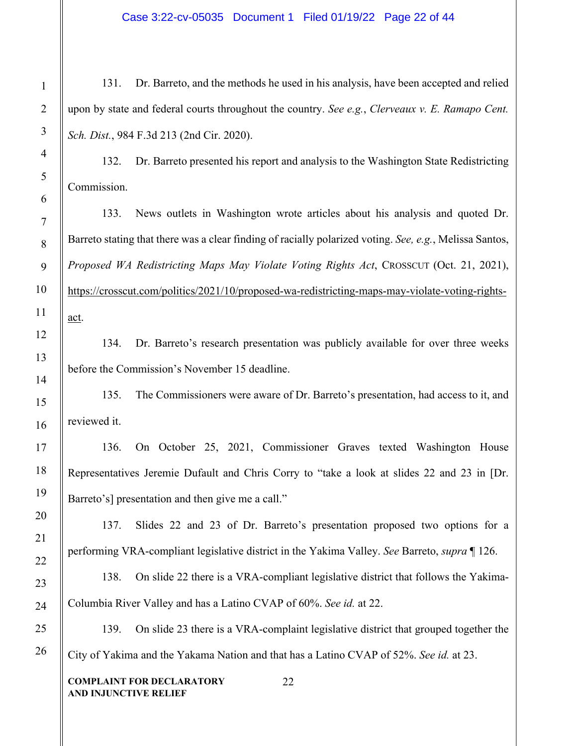131. Dr. Barreto, and the methods he used in his analysis, have been accepted and relied upon by state and federal courts throughout the country. *See e.g.*, *Clerveaux v. E. Ramapo Cent. Sch. Dist.*, 984 F.3d 213 (2nd Cir. 2020).

132. Dr. Barreto presented his report and analysis to the Washington State Redistricting Commission.

133. News outlets in Washington wrote articles about his analysis and quoted Dr. Barreto stating that there was a clear finding of racially polarized voting. *See, e.g.*, Melissa Santos, *Proposed WA Redistricting Maps May Violate Voting Rights Act*, CROSSCUT (Oct. 21, 2021), https://crosscut.com/politics/2021/10/proposed-wa-redistricting-maps-may-violate-voting-rights-act.

134. Dr. Barreto's research presentation was publicly available for over three weeks before the Commission's November 15 deadline.

135. The Commissioners were aware of Dr. Barreto's presentation, had access to it, and reviewed it.

136. On October 25, 2021, Commissioner Graves texted Washington House Representatives Jeremie Dufault and Chris Corry to "take a look at slides 22 and 23 in [Dr. Barreto's] presentation and then give me a call."

137. Slides 22 and 23 of Dr. Barreto's presentation proposed two options for a performing VRA-compliant legislative district in the Yakima Valley. *See* Barreto, *supra* ¶ 126.

138. On slide 22 there is a VRA-compliant legislative district that follows the Yakima-Columbia River Valley and has a Latino CVAP of 60%. *See id.* at 22.

139. On slide 23 there is a VRA-complaint legislative district that grouped together the City of Yakima and the Yakama Nation and that has a Latino CVAP of 52%. *See id.* at 23.

COMPLAINT FOR DECLARATORY AND INJUNCTIVE RELIEF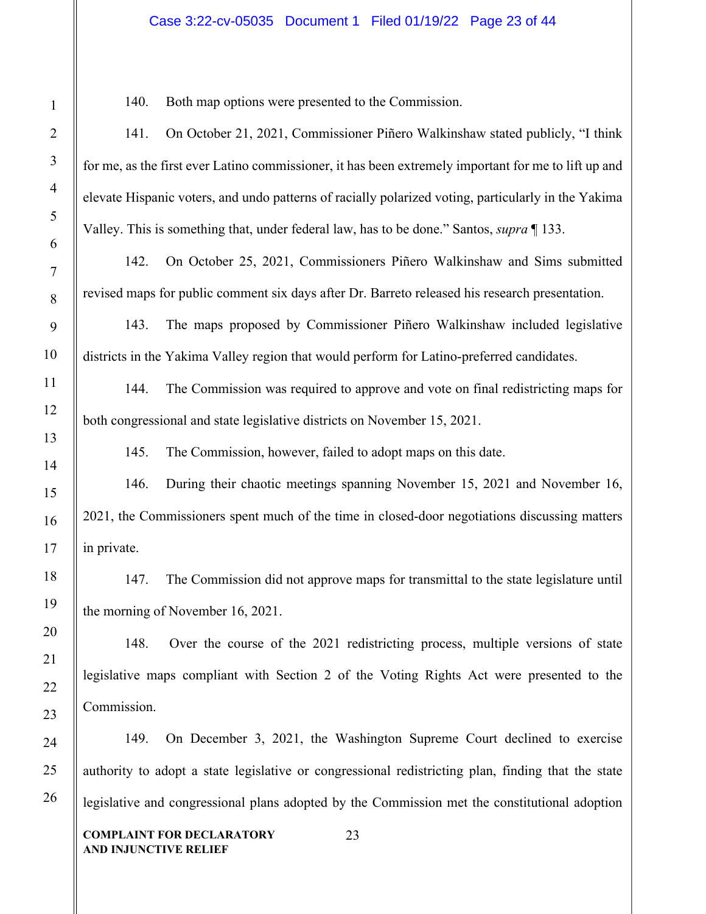140. Both map options were presented to the Commission.

141. On October 21, 2021, Commissioner Piñero Walkinshaw stated publicly, "I think for me, as the first ever Latino commissioner, it has been extremely important for me to lift up and elevate Hispanic voters, and undo patterns of racially polarized voting, particularly in the Yakima Valley. This is something that, under federal law, has to be done." Santos, *supra* ¶ 133.

142. On October 25, 2021, Commissioners Piñero Walkinshaw and Sims submitted revised maps for public comment six days after Dr. Barreto released his research presentation.

143. The maps proposed by Commissioner Piñero Walkinshaw included legislative districts in the Yakima Valley region that would perform for Latino-preferred candidates.

144. The Commission was required to approve and vote on final redistricting maps for both congressional and state legislative districts on November 15, 2021.

145. The Commission, however, failed to adopt maps on this date.

146. During their chaotic meetings spanning November 15, 2021 and November 16, 2021, the Commissioners spent much of the time in closed-door negotiations discussing matters in private.

147. The Commission did not approve maps for transmittal to the state legislature until the morning of November 16, 2021.

148. Over the course of the 2021 redistricting process, multiple versions of state legislative maps compliant with Section 2 of the Voting Rights Act were presented to the Commission.

149. On December 3, 2021, the Washington Supreme Court declined to exercise authority to adopt a state legislative or congressional redistricting plan, finding that the state legislative and congressional plans adopted by the Commission met the constitutional adoption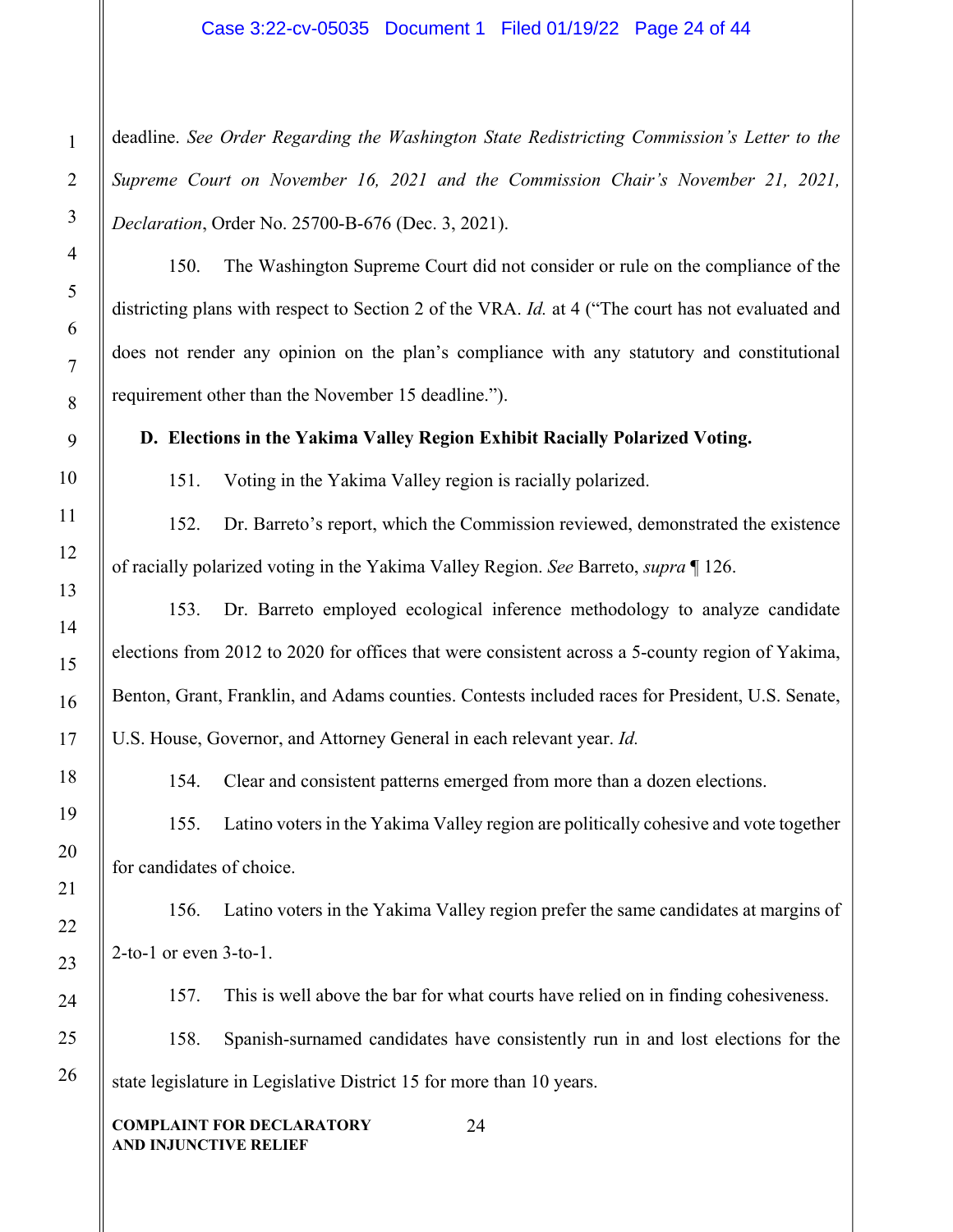deadline. *See Order Regarding the Washington State Redistricting Commission's Letter to the Supreme Court on November 16, 2021 and the Commission Chair's November 21, 2021, Declaration*, Order No. 25700-B-676 (Dec. 3, 2021).

150. The Washington Supreme Court did not consider or rule on the compliance of the districting plans with respect to Section 2 of the VRA. *Id.* at 4 ("The court has not evaluated and does not render any opinion on the plan's compliance with any statutory and constitutional requirement other than the November 15 deadline.").

**D. Elections in the Yakima Valley Region Exhibit Racially Polarized Voting.**

151. Voting in the Yakima Valley region is racially polarized.

152. Dr. Barreto's report, which the Commission reviewed, demonstrated the existence of racially polarized voting in the Yakima Valley Region. *See* Barreto, *supra* ¶ 126.

153. Dr. Barreto employed ecological inference methodology to analyze candidate elections from 2012 to 2020 for offices that were consistent across a 5-county region of Yakima, Benton, Grant, Franklin, and Adams counties. Contests included races for President, U.S. Senate, U.S. House, Governor, and Attorney General in each relevant year. *Id.*

154. Clear and consistent patterns emerged from more than a dozen elections.

155. Latino voters in the Yakima Valley region are politically cohesive and vote together for candidates of choice.

156. Latino voters in the Yakima Valley region prefer the same candidates at margins of 2-to-1 or even 3-to-1.

157. This is well above the bar for what courts have relied on in finding cohesiveness.

158. Spanish-surnamed candidates have consistently run in and lost elections for the state legislature in Legislative District 15 for more than 10 years.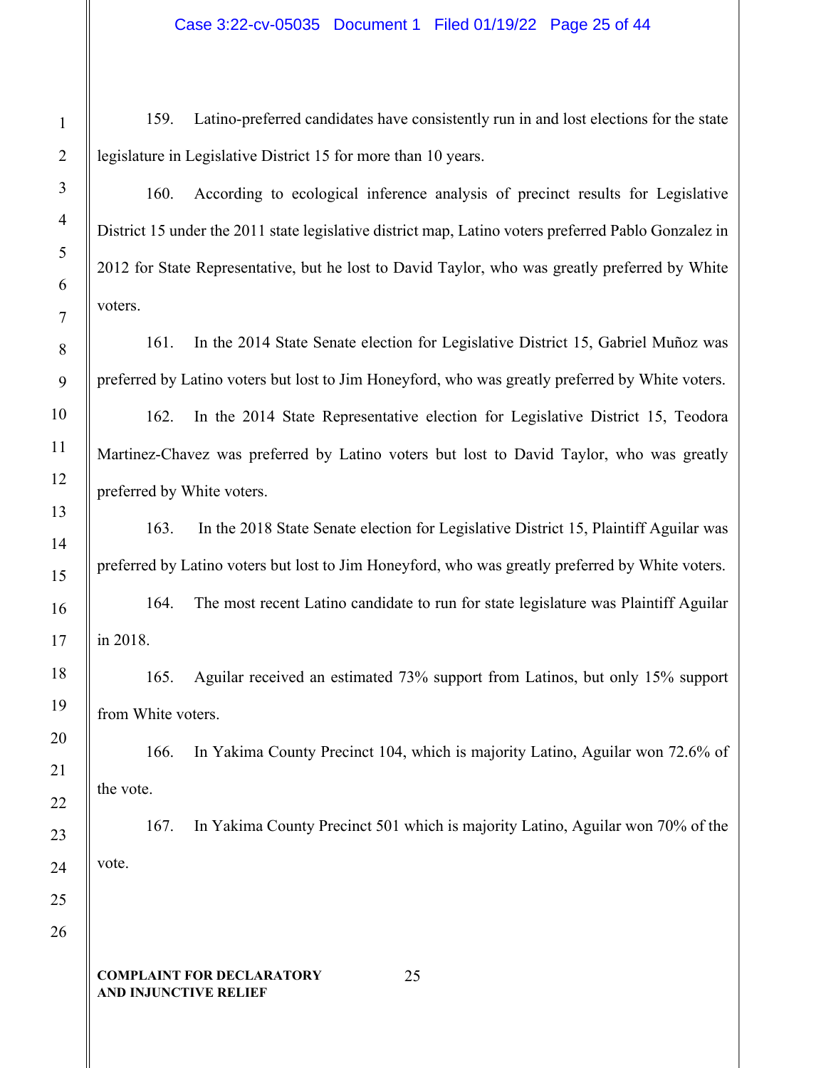159. Latino-preferred candidates have consistently run in and lost elections for the state legislature in Legislative District 15 for more than 10 years.

160. According to ecological inference analysis of precinct results for Legislative District 15 under the 2011 state legislative district map, Latino voters preferred Pablo Gonzalez in 2012 for State Representative, but he lost to David Taylor, who was greatly preferred by White voters.

161. In the 2014 State Senate election for Legislative District 15, Gabriel Muñoz was preferred by Latino voters but lost to Jim Honeyford, who was greatly preferred by White voters.

162. In the 2014 State Representative election for Legislative District 15, Teodora Martinez-Chavez was preferred by Latino voters but lost to David Taylor, who was greatly preferred by White voters.

163. In the 2018 State Senate election for Legislative District 15, Plaintiff Aguilar was preferred by Latino voters but lost to Jim Honeyford, who was greatly preferred by White voters.

164. The most recent Latino candidate to run for state legislature was Plaintiff Aguilar in 2018.

165. Aguilar received an estimated 73% support from Latinos, but only 15% support from White voters.

166. In Yakima County Precinct 104, which is majority Latino, Aguilar won 72.6% of the vote.

167. In Yakima County Precinct 501 which is majority Latino, Aguilar won 70% of the vote.

**COMPLAINT FOR DECLARATORY AND INJUNCTIVE RELIEF**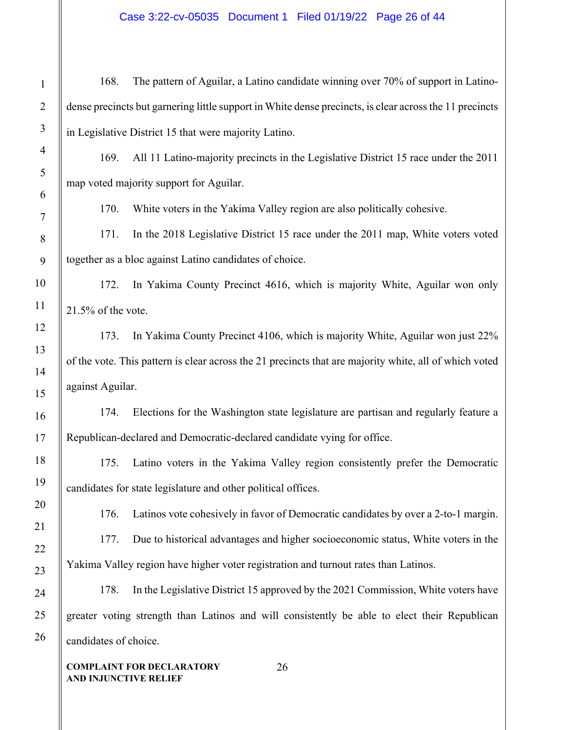168. The pattern of Aguilar, a Latino candidate winning over 70% of support in Latino-dense precincts but garnering little support in White dense precincts, is clear across the 11 precincts in Legislative District 15 that were majority Latino.

169. All 11 Latino-majority precincts in the Legislative District 15 race under the 2011 map voted majority support for Aguilar.

170. White voters in the Yakima Valley region are also politically cohesive.

171. In the 2018 Legislative District 15 race under the 2011 map, White voters voted together as a bloc against Latino candidates of choice.

172. In Yakima County Precinct 4616, which is majority White, Aguilar won only 21.5% of the vote.

173. In Yakima County Precinct 4106, which is majority White, Aguilar won just 22% of the vote. This pattern is clear across the 21 precincts that are majority white, all of which voted against Aguilar.

174. Elections for the Washington state legislature are partisan and regularly feature a Republican-declared and Democratic-declared candidate vying for office.

175. Latino voters in the Yakima Valley region consistently prefer the Democratic candidates for state legislature and other political offices.

176. Latinos vote cohesively in favor of Democratic candidates by over a 2-to-1 margin.

177. Due to historical advantages and higher socioeconomic status, White voters in the Yakima Valley region have higher voter registration and turnout rates than Latinos.

178. In the Legislative District 15 approved by the 2021 Commission, White voters have greater voting strength than Latinos and will consistently be able to elect their Republican candidates of choice.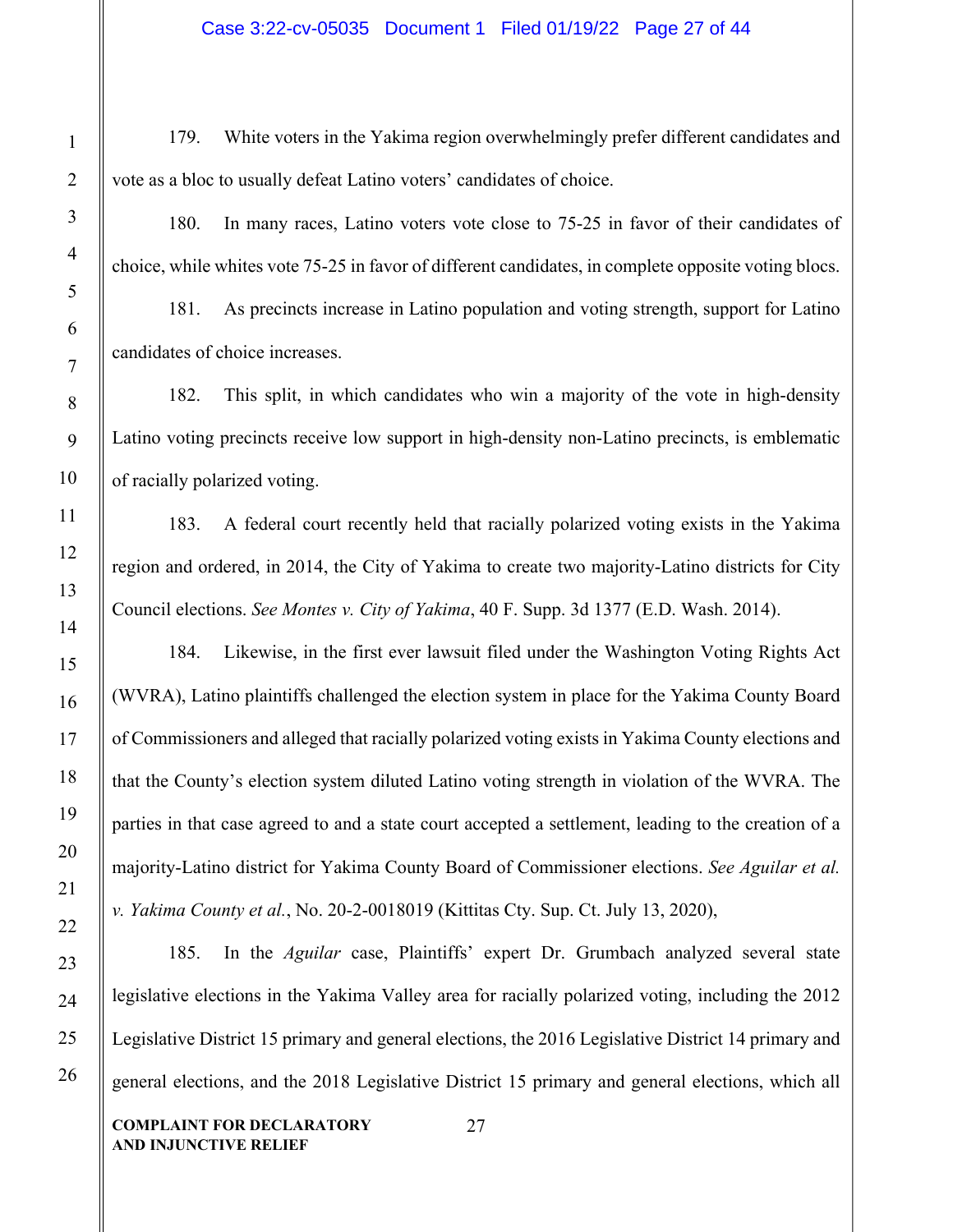179. White voters in the Yakima region overwhelmingly prefer different candidates and vote as a bloc to usually defeat Latino voters' candidates of choice.

180. In many races, Latino voters vote close to 75-25 in favor of their candidates of choice, while whites vote 75-25 in favor of different candidates, in complete opposite voting blocs.

181. As precincts increase in Latino population and voting strength, support for Latino candidates of choice increases.

182. This split, in which candidates who win a majority of the vote in high-density Latino voting precincts receive low support in high-density non-Latino precincts, is emblematic of racially polarized voting.

183. A federal court recently held that racially polarized voting exists in the Yakima region and ordered, in 2014, the City of Yakima to create two majority-Latino districts for City Council elections. *See Montes v. City of Yakima*, 40 F. Supp. 3d 1377 (E.D. Wash. 2014).

184. Likewise, in the first ever lawsuit filed under the Washington Voting Rights Act (WVRA), Latino plaintiffs challenged the election system in place for the Yakima County Board of Commissioners and alleged that racially polarized voting exists in Yakima County elections and that the County's election system diluted Latino voting strength in violation of the WVRA. The parties in that case agreed to and a state court accepted a settlement, leading to the creation of a majority-Latino district for Yakima County Board of Commissioner elections. *See Aguilar et al. v. Yakima County et al.*, No. 20-2-0018019 (Kittitas Cty. Sup. Ct. July 13, 2020),

185. In the *Aguilar* case, Plaintiffs' expert Dr. Grumbach analyzed several state legislative elections in the Yakima Valley area for racially polarized voting, including the 2012 Legislative District 15 primary and general elections, the 2016 Legislative District 14 primary and general elections, and the 2018 Legislative District 15 primary and general elections, which all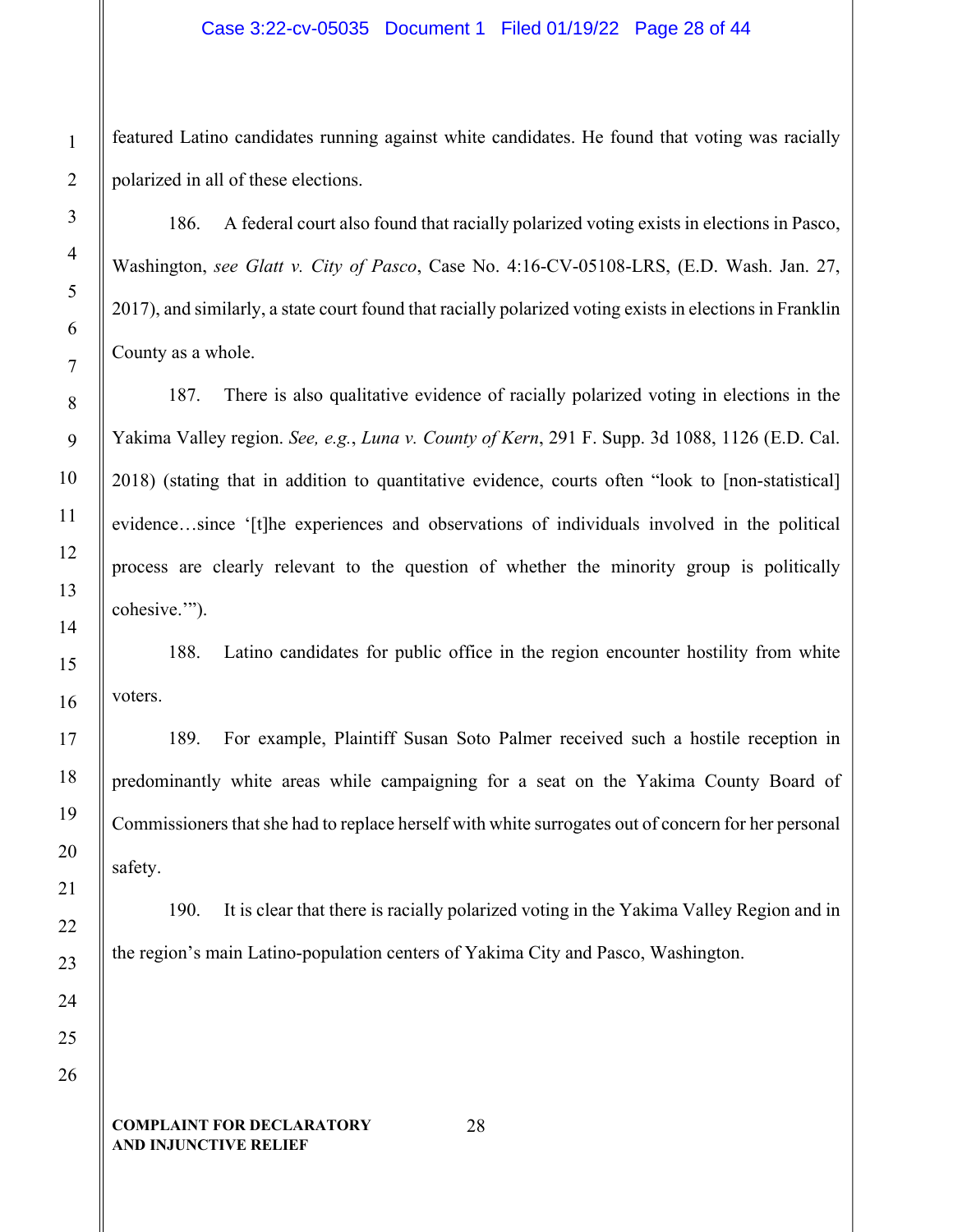featured Latino candidates running against white candidates. He found that voting was racially polarized in all of these elections.

186. A federal court also found that racially polarized voting exists in elections in Pasco, Washington, *see Glatt v. City of Pasco*, Case No. 4:16-CV-05108-LRS, (E.D. Wash. Jan. 27, 2017), and similarly, a state court found that racially polarized voting exists in elections in Franklin County as a whole.

187. There is also qualitative evidence of racially polarized voting in elections in the Yakima Valley region. *See, e.g.*, *Luna v. County of Kern*, 291 F. Supp. 3d 1088, 1126 (E.D. Cal. 2018) (stating that in addition to quantitative evidence, courts often "look to [non-statistical] evidence…since '[t]he experiences and observations of individuals involved in the political process are clearly relevant to the question of whether the minority group is politically cohesive.'").

188. Latino candidates for public office in the region encounter hostility from white voters.

189. For example, Plaintiff Susan Soto Palmer received such a hostile reception in predominantly white areas while campaigning for a seat on the Yakima County Board of Commissioners that she had to replace herself with white surrogates out of concern for her personal safety.

190. It is clear that there is racially polarized voting in the Yakima Valley Region and in the region's main Latino-population centers of Yakima City and Pasco, Washington.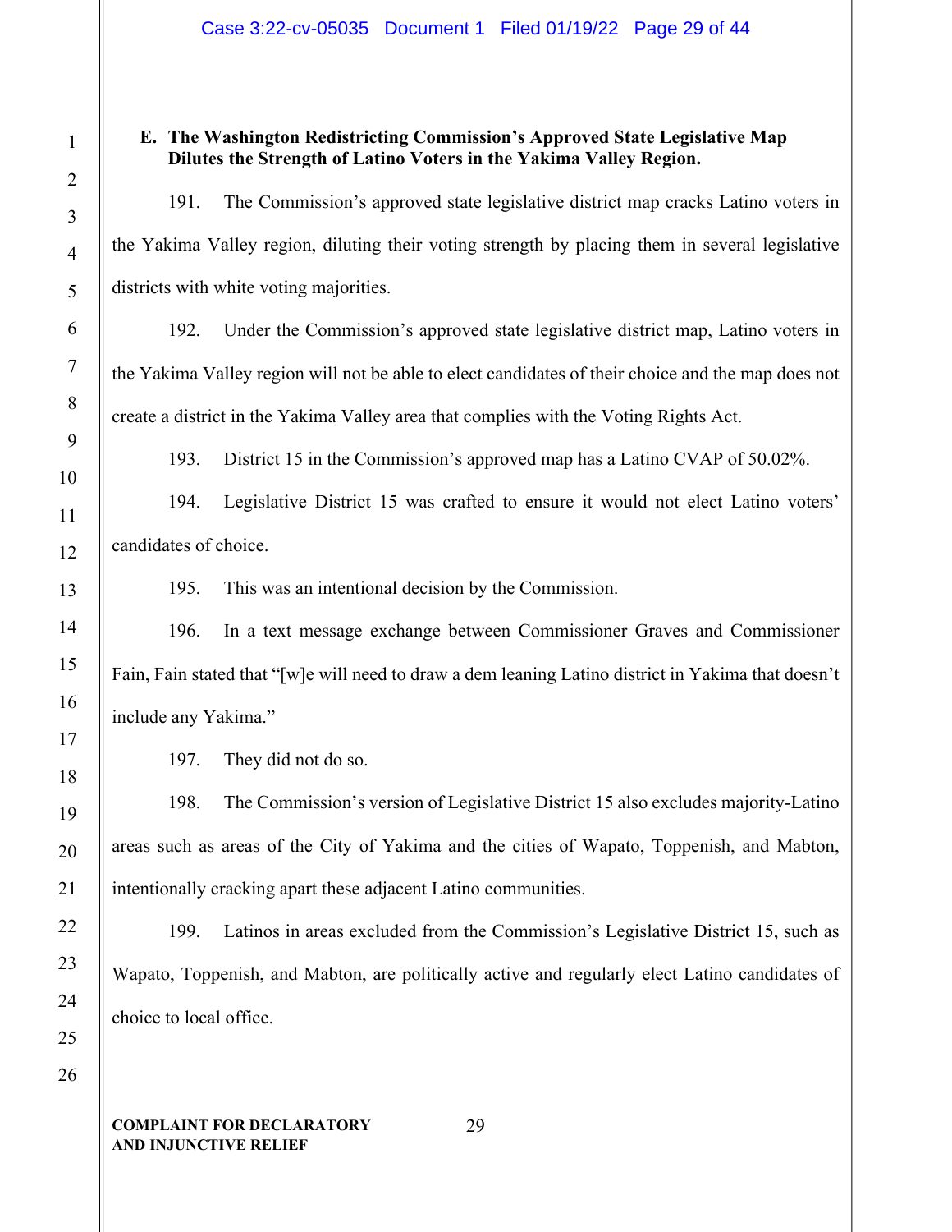### E. The Washington Redistricting Commission's Approved State Legislative Map Dilutes the Strength of Latino Voters in the Yakima Valley Region.

191. The Commission's approved state legislative district map cracks Latino voters in the Yakima Valley region, diluting their voting strength by placing them in several legislative districts with white voting majorities.

192. Under the Commission's approved state legislative district map, Latino voters in the Yakima Valley region will not be able to elect candidates of their choice and the map does not create a district in the Yakima Valley area that complies with the Voting Rights Act.

193. District 15 in the Commission's approved map has a Latino CVAP of 50.02%.

194. Legislative District 15 was crafted to ensure it would not elect Latino voters' candidates of choice.

195. This was an intentional decision by the Commission.

196. In a text message exchange between Commissioner Graves and Commissioner Fain, Fain stated that "[w]e will need to draw a dem leaning Latino district in Yakima that doesn't include any Yakima."

197. They did not do so.

198. The Commission's version of Legislative District 15 also excludes majority-Latino areas such as areas of the City of Yakima and the cities of Wapato, Toppenish, and Mabton, intentionally cracking apart these adjacent Latino communities.

199. Latinos in areas excluded from the Commission's Legislative District 15, such as Wapato, Toppenish, and Mabton, are politically active and regularly elect Latino candidates of choice to local office.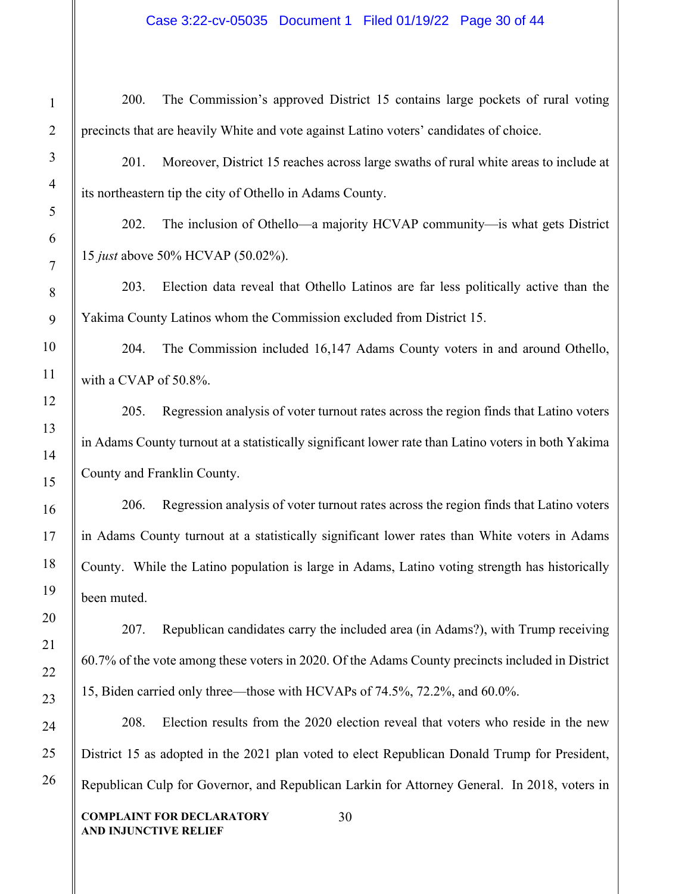200. The Commission's approved District 15 contains large pockets of rural voting precincts that are heavily White and vote against Latino voters' candidates of choice.

201. Moreover, District 15 reaches across large swaths of rural white areas to include at its northeastern tip the city of Othello in Adams County.

202. The inclusion of Othello—a majority HCVAP community—is what gets District 15 *just* above 50% HCVAP (50.02%).

203. Election data reveal that Othello Latinos are far less politically active than the Yakima County Latinos whom the Commission excluded from District 15.

204. The Commission included 16,147 Adams County voters in and around Othello, with a CVAP of 50.8%.

205. Regression analysis of voter turnout rates across the region finds that Latino voters in Adams County turnout at a statistically significant lower rate than Latino voters in both Yakima County and Franklin County.

206. Regression analysis of voter turnout rates across the region finds that Latino voters in Adams County turnout at a statistically significant lower rates than White voters in Adams County. While the Latino population is large in Adams, Latino voting strength has historically been muted.

207. Republican candidates carry the included area (in Adams?), with Trump receiving 60.7% of the vote among these voters in 2020. Of the Adams County precincts included in District 15, Biden carried only three—those with HCVAPs of 74.5%, 72.2%, and 60.0%.

208. Election results from the 2020 election reveal that voters who reside in the new District 15 as adopted in the 2021 plan voted to elect Republican Donald Trump for President, Republican Culp for Governor, and Republican Larkin for Attorney General. In 2018, voters in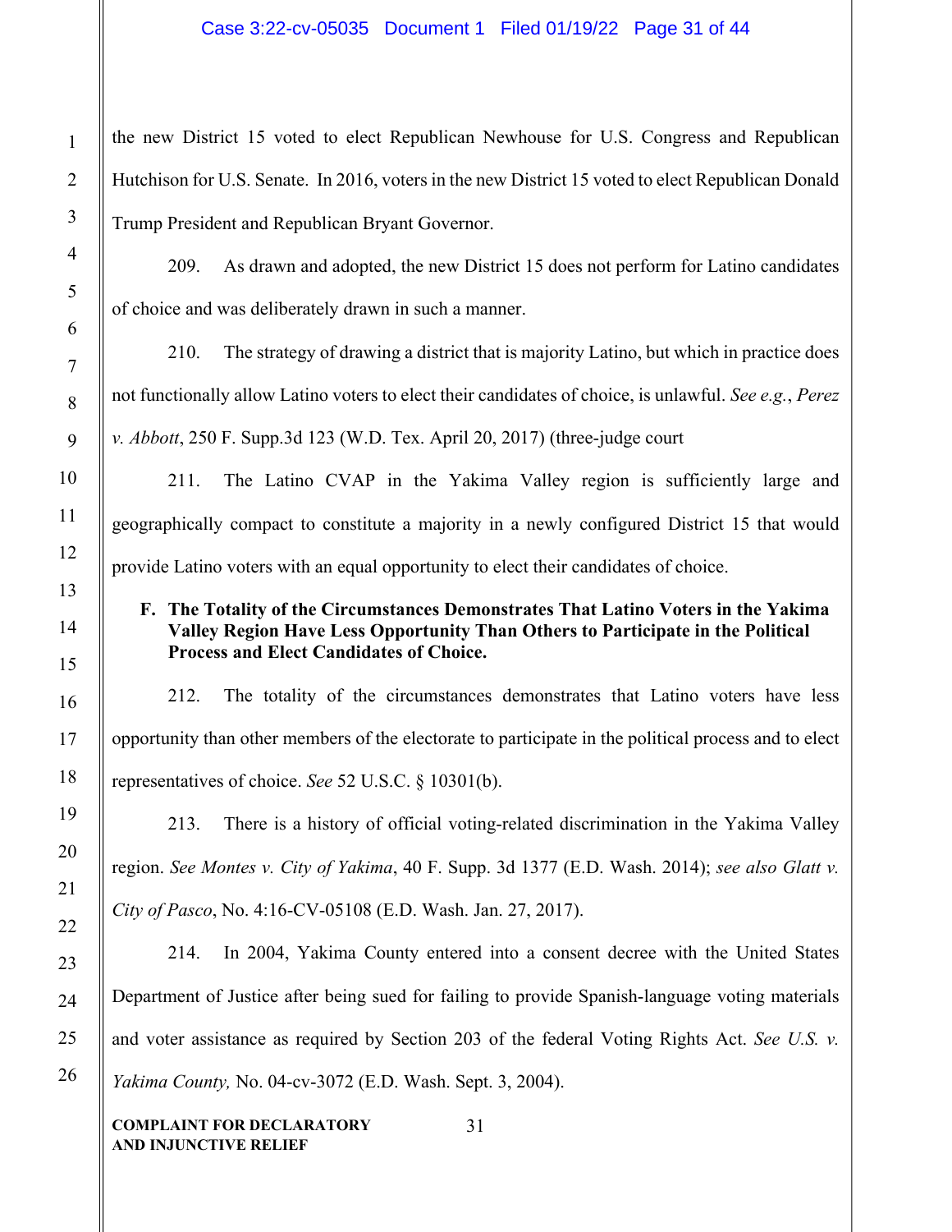the new District 15 voted to elect Republican Newhouse for U.S. Congress and Republican Hutchison for U.S. Senate. In 2016, voters in the new District 15 voted to elect Republican Donald Trump President and Republican Bryant Governor.

209. As drawn and adopted, the new District 15 does not perform for Latino candidates of choice and was deliberately drawn in such a manner.

210. The strategy of drawing a district that is majority Latino, but which in practice does not functionally allow Latino voters to elect their candidates of choice, is unlawful. *See e.g.*, *Perez v. Abbott*, 250 F. Supp.3d 123 (W.D. Tex. April 20, 2017) (three-judge court

211. The Latino CVAP in the Yakima Valley region is sufficiently large and geographically compact to constitute a majority in a newly configured District 15 that would provide Latino voters with an equal opportunity to elect their candidates of choice.

### F. The Totality of the Circumstances Demonstrates That Latino Voters in the Yakima Valley Region Have Less Opportunity Than Others to Participate in the Political Process and Elect Candidates of Choice.

212. The totality of the circumstances demonstrates that Latino voters have less opportunity than other members of the electorate to participate in the political process and to elect representatives of choice. *See* 52 U.S.C. § 10301(b).

213. There is a history of official voting-related discrimination in the Yakima Valley region. *See Montes v. City of Yakima*, 40 F. Supp. 3d 1377 (E.D. Wash. 2014); *see also Glatt v. City of Pasco*, No. 4:16-CV-05108 (E.D. Wash. Jan. 27, 2017).

214. In 2004, Yakima County entered into a consent decree with the United States Department of Justice after being sued for failing to provide Spanish-language voting materials and voter assistance as required by Section 203 of the federal Voting Rights Act. *See U.S. v. Yakima County,* No. 04-cv-3072 (E.D. Wash. Sept. 3, 2004).

**COMPLAINT FOR DECLARATORY AND INJUNCTIVE RELIEF**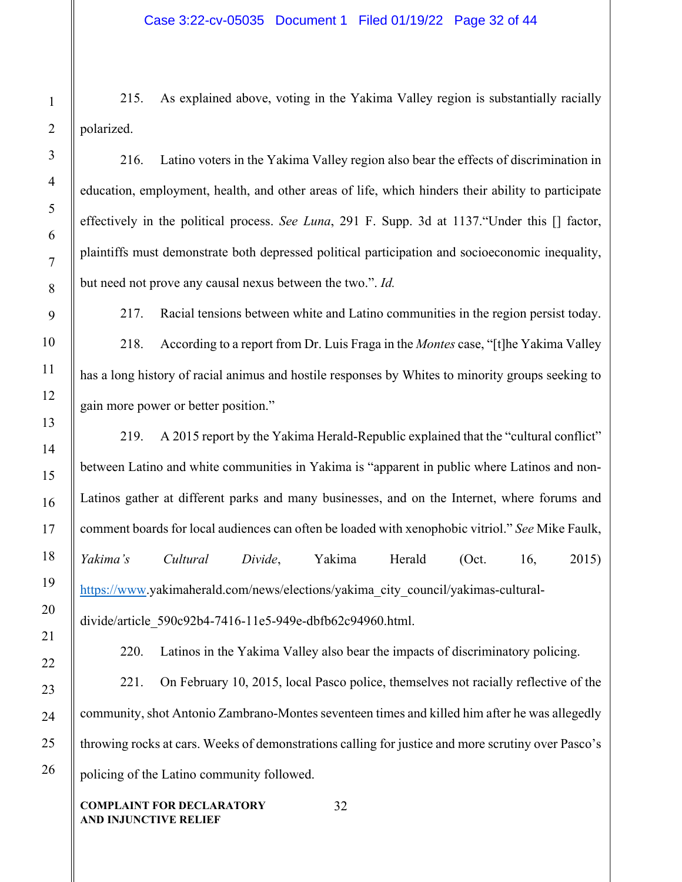215. As explained above, voting in the Yakima Valley region is substantially racially polarized.

216. Latino voters in the Yakima Valley region also bear the effects of discrimination in education, employment, health, and other areas of life, which hinders their ability to participate effectively in the political process. *See Luna*, 291 F. Supp. 3d at 1137."Under this [] factor, plaintiffs must demonstrate both depressed political participation and socioeconomic inequality, but need not prove any causal nexus between the two.". *Id.*

217. Racial tensions between white and Latino communities in the region persist today.

218. According to a report from Dr. Luis Fraga in the *Montes* case, "[t]he Yakima Valley has a long history of racial animus and hostile responses by Whites to minority groups seeking to gain more power or better position."

219. A 2015 report by the Yakima Herald-Republic explained that the "cultural conflict" between Latino and white communities in Yakima is "apparent in public where Latinos and non-Latinos gather at different parks and many businesses, and on the Internet, where forums and comment boards for local audiences can often be loaded with xenophobic vitriol." *See* Mike Faulk, *Yakima's Cultural Divide*, Yakima Herald (Oct. 16, 2015) https://www.yakimaherald.com/news/elections/yakima_city_council/yakimas-cultural-divide/article_590c92b4-7416-11e5-949e-dbfb62c94960.html.

220. Latinos in the Yakima Valley also bear the impacts of discriminatory policing.

221. On February 10, 2015, local Pasco police, themselves not racially reflective of the community, shot Antonio Zambrano-Montes seventeen times and killed him after he was allegedly throwing rocks at cars. Weeks of demonstrations calling for justice and more scrutiny over Pasco's policing of the Latino community followed.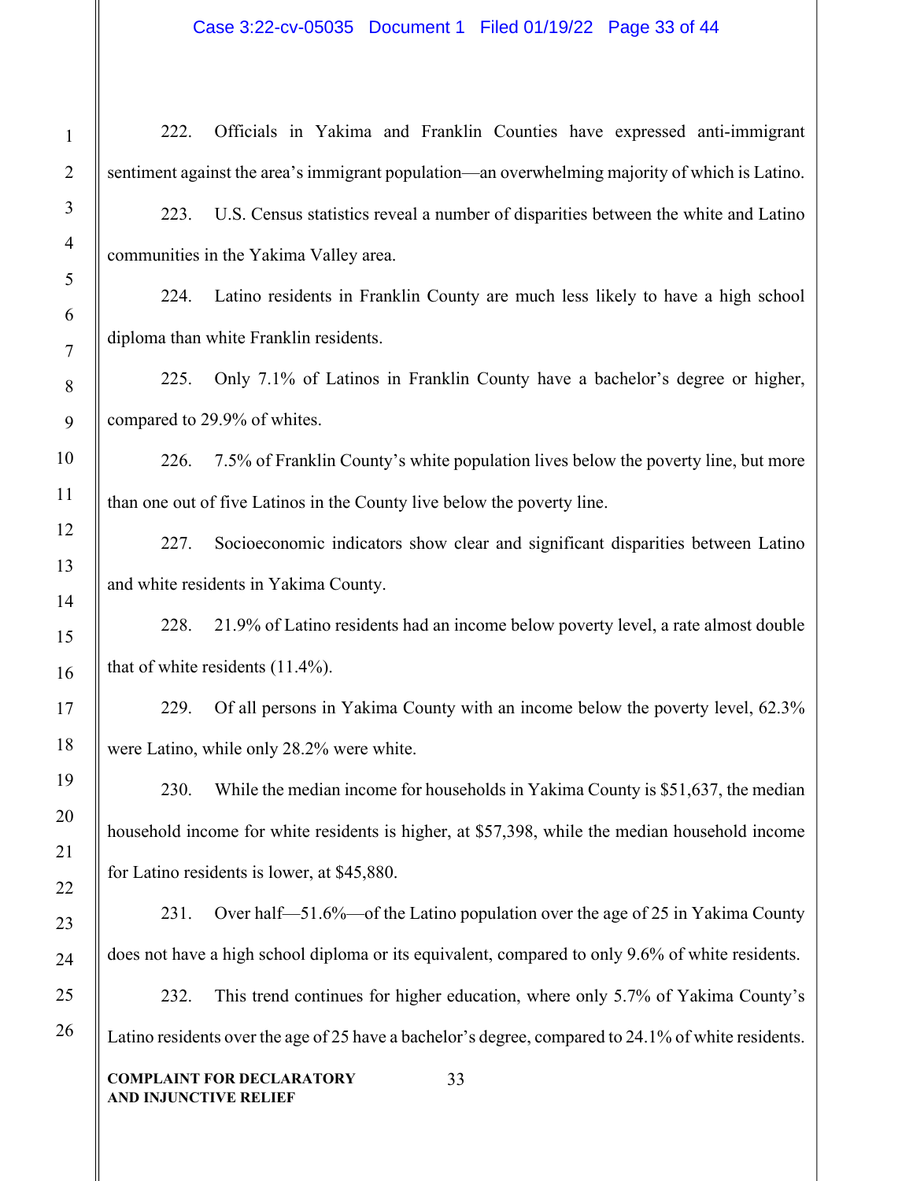222. Officials in Yakima and Franklin Counties have expressed anti-immigrant sentiment against the area's immigrant population—an overwhelming majority of which is Latino.

223. U.S. Census statistics reveal a number of disparities between the white and Latino communities in the Yakima Valley area.

224. Latino residents in Franklin County are much less likely to have a high school diploma than white Franklin residents.

225. Only 7.1% of Latinos in Franklin County have a bachelor's degree or higher, compared to 29.9% of whites.

226. 7.5% of Franklin County's white population lives below the poverty line, but more than one out of five Latinos in the County live below the poverty line.

227. Socioeconomic indicators show clear and significant disparities between Latino and white residents in Yakima County.

228. 21.9% of Latino residents had an income below poverty level, a rate almost double that of white residents (11.4%).

229. Of all persons in Yakima County with an income below the poverty level, 62.3% were Latino, while only 28.2% were white.

230. While the median income for households in Yakima County is $51,637, the median household income for white residents is higher, at $57,398, while the median household income for Latino residents is lower, at $45,880.

231. Over half—51.6%—of the Latino population over the age of 25 in Yakima County does not have a high school diploma or its equivalent, compared to only 9.6% of white residents.

232. This trend continues for higher education, where only 5.7% of Yakima County's Latino residents over the age of 25 have a bachelor's degree, compared to 24.1% of white residents.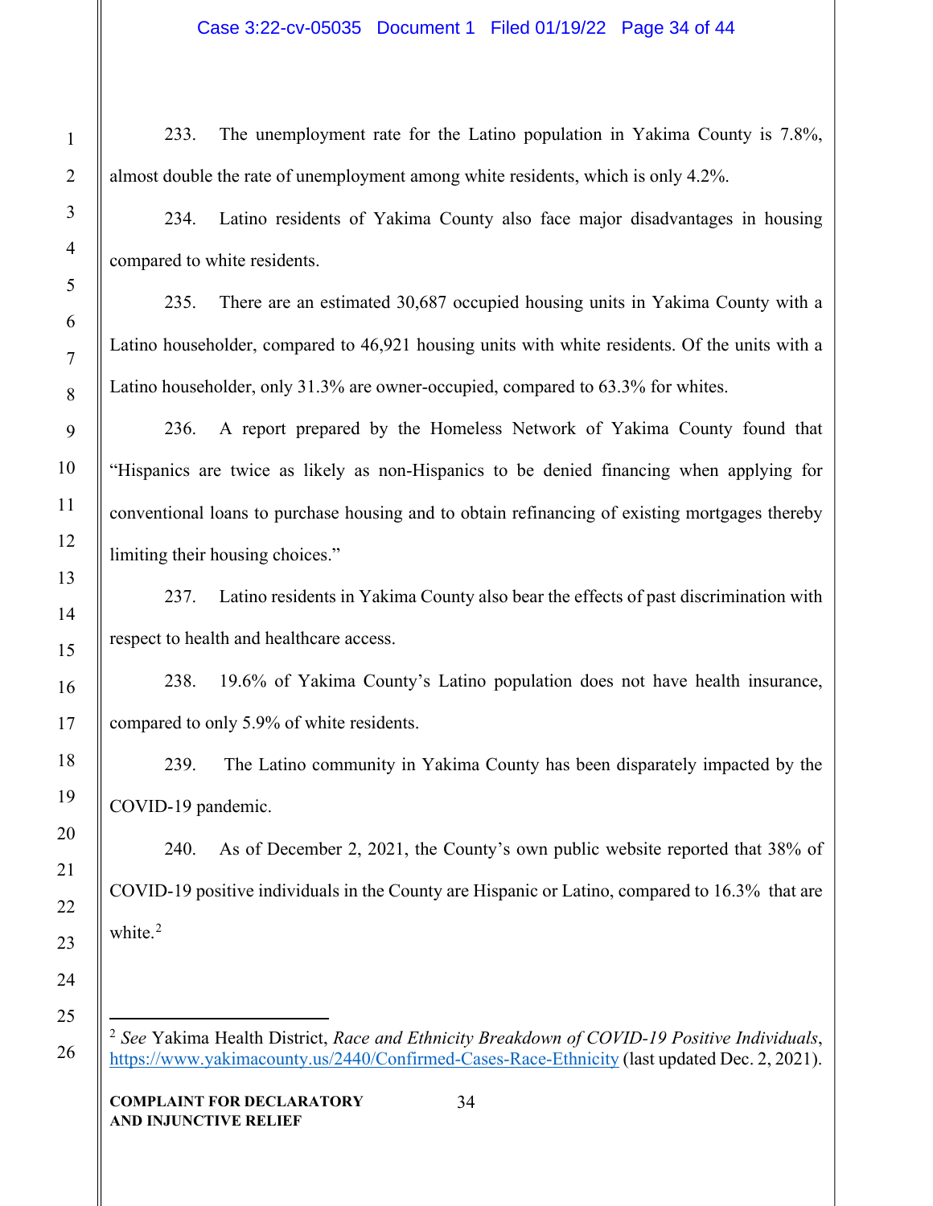233. The unemployment rate for the Latino population in Yakima County is 7.8%, almost double the rate of unemployment among white residents, which is only 4.2%.

234. Latino residents of Yakima County also face major disadvantages in housing compared to white residents.

235. There are an estimated 30,687 occupied housing units in Yakima County with a Latino householder, compared to 46,921 housing units with white residents. Of the units with a Latino householder, only 31.3% are owner-occupied, compared to 63.3% for whites.

236. A report prepared by the Homeless Network of Yakima County found that "Hispanics are twice as likely as non-Hispanics to be denied financing when applying for conventional loans to purchase housing and to obtain refinancing of existing mortgages thereby limiting their housing choices."

237. Latino residents in Yakima County also bear the effects of past discrimination with respect to health and healthcare access.

238. 19.6% of Yakima County's Latino population does not have health insurance, compared to only 5.9% of white residents.

239. The Latino community in Yakima County has been disparately impacted by the COVID-19 pandemic.

240. As of December 2, 2021, the County's own public website reported that 38% of COVID-19 positive individuals in the County are Hispanic or Latino, compared to 16.3% that are white.[2]

---

[2] *See* Yakima Health District, *Race and Ethnicity Breakdown of COVID-19 Positive Individuals*, https://www.yakimacounty.us/2440/Confirmed-Cases-Race-Ethnicity (last updated Dec. 2, 2021).

**COMPLAINT FOR DECLARATORY AND INJUNCTIVE RELIEF**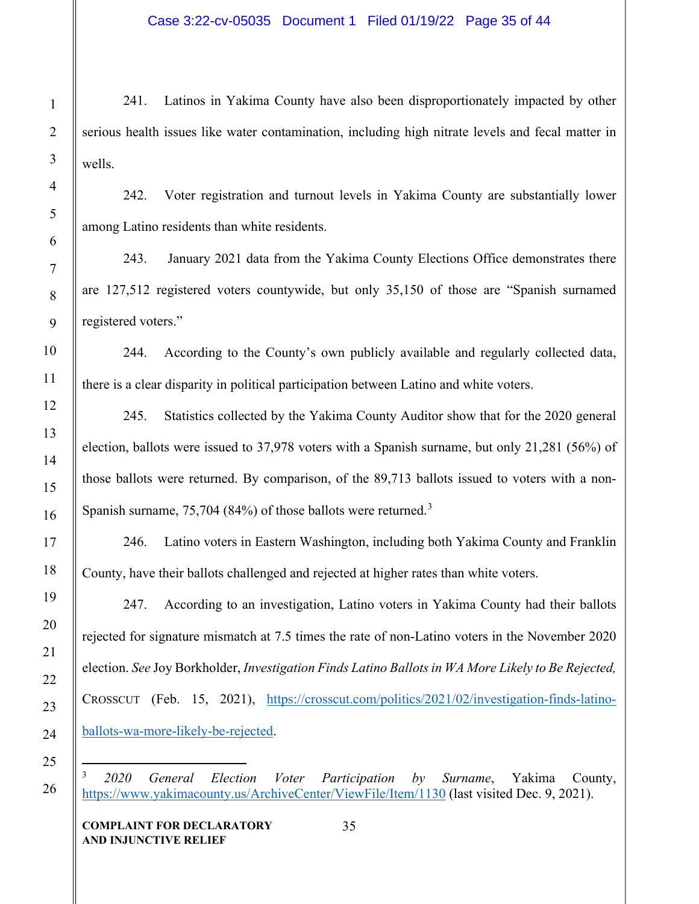241. Latinos in Yakima County have also been disproportionately impacted by other serious health issues like water contamination, including high nitrate levels and fecal matter in wells.

242. Voter registration and turnout levels in Yakima County are substantially lower among Latino residents than white residents.

243. January 2021 data from the Yakima County Elections Office demonstrates there are 127,512 registered voters countywide, but only 35,150 of those are "Spanish surnamed registered voters."

244. According to the County's own publicly available and regularly collected data, there is a clear disparity in political participation between Latino and white voters.

245. Statistics collected by the Yakima County Auditor show that for the 2020 general election, ballots were issued to 37,978 voters with a Spanish surname, but only 21,281 (56%) of those ballots were returned. By comparison, of the 89,713 ballots issued to voters with a non-Spanish surname, 75,704 (84%) of those ballots were returned.[3]

246. Latino voters in Eastern Washington, including both Yakima County and Franklin County, have their ballots challenged and rejected at higher rates than white voters.

247. According to an investigation, Latino voters in Yakima County had their ballots rejected for signature mismatch at 7.5 times the rate of non-Latino voters in the November 2020 election. *See* Joy Borkholder, *Investigation Finds Latino Ballots in WA More Likely to Be Rejected,* CROSSCUT (Feb. 15, 2021), https://crosscut.com/politics/2021/02/investigation-finds-latino-ballots-wa-more-likely-be-rejected.

---

[3] *2020 General Election Voter Participation by Surname*, Yakima County, https://www.yakimacounty.us/ArchiveCenter/ViewFile/Item/1130 (last visited Dec. 9, 2021).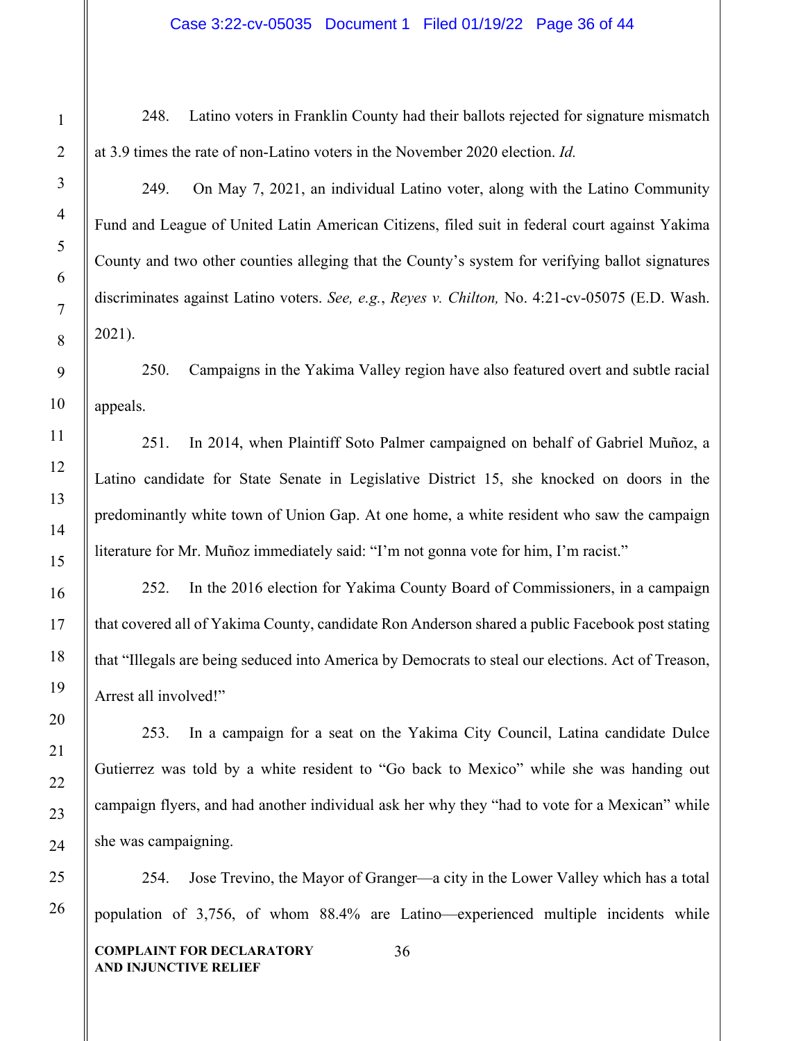248. Latino voters in Franklin County had their ballots rejected for signature mismatch at 3.9 times the rate of non-Latino voters in the November 2020 election. *Id.*

249. On May 7, 2021, an individual Latino voter, along with the Latino Community Fund and League of United Latin American Citizens, filed suit in federal court against Yakima County and two other counties alleging that the County's system for verifying ballot signatures discriminates against Latino voters. *See, e.g.*, *Reyes v. Chilton,* No. 4:21-cv-05075 (E.D. Wash. 2021).

250. Campaigns in the Yakima Valley region have also featured overt and subtle racial appeals.

251. In 2014, when Plaintiff Soto Palmer campaigned on behalf of Gabriel Muñoz, a Latino candidate for State Senate in Legislative District 15, she knocked on doors in the predominantly white town of Union Gap. At one home, a white resident who saw the campaign literature for Mr. Muñoz immediately said: "I'm not gonna vote for him, I'm racist."

252. In the 2016 election for Yakima County Board of Commissioners, in a campaign that covered all of Yakima County, candidate Ron Anderson shared a public Facebook post stating that "Illegals are being seduced into America by Democrats to steal our elections. Act of Treason, Arrest all involved!"

253. In a campaign for a seat on the Yakima City Council, Latina candidate Dulce Gutierrez was told by a white resident to "Go back to Mexico" while she was handing out campaign flyers, and had another individual ask her why they "had to vote for a Mexican" while she was campaigning.

254. Jose Trevino, the Mayor of Granger—a city in the Lower Valley which has a total population of 3,756, of whom 88.4% are Latino—experienced multiple incidents while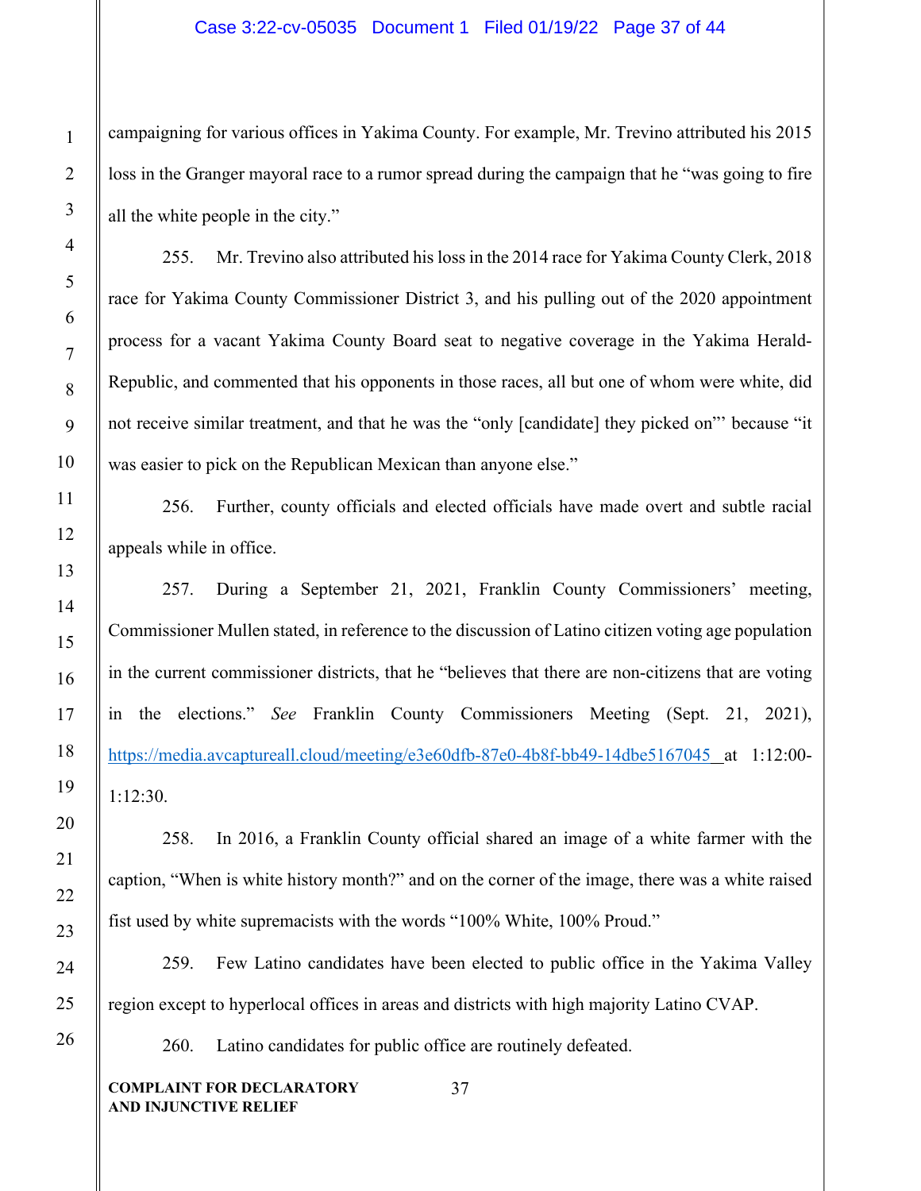campaigning for various offices in Yakima County. For example, Mr. Trevino attributed his 2015 loss in the Granger mayoral race to a rumor spread during the campaign that he "was going to fire all the white people in the city."

255. Mr. Trevino also attributed his loss in the 2014 race for Yakima County Clerk, 2018 race for Yakima County Commissioner District 3, and his pulling out of the 2020 appointment process for a vacant Yakima County Board seat to negative coverage in the Yakima Herald-Republic, and commented that his opponents in those races, all but one of whom were white, did not receive similar treatment, and that he was the "only [candidate] they picked on"' because "it was easier to pick on the Republican Mexican than anyone else."

256. Further, county officials and elected officials have made overt and subtle racial appeals while in office.

257. During a September 21, 2021, Franklin County Commissioners' meeting, Commissioner Mullen stated, in reference to the discussion of Latino citizen voting age population in the current commissioner districts, that he "believes that there are non-citizens that are voting in the elections." *See* Franklin County Commissioners Meeting (Sept. 21, 2021), https://media.avcaptureall.cloud/meeting/e3e60dfb-87e0-4b8f-bb49-14dbe5167045 at 1:12:00-1:12:30.

258. In 2016, a Franklin County official shared an image of a white farmer with the caption, "When is white history month?" and on the corner of the image, there was a white raised fist used by white supremacists with the words "100% White, 100% Proud."

259. Few Latino candidates have been elected to public office in the Yakima Valley region except to hyperlocal offices in areas and districts with high majority Latino CVAP.

260. Latino candidates for public office are routinely defeated.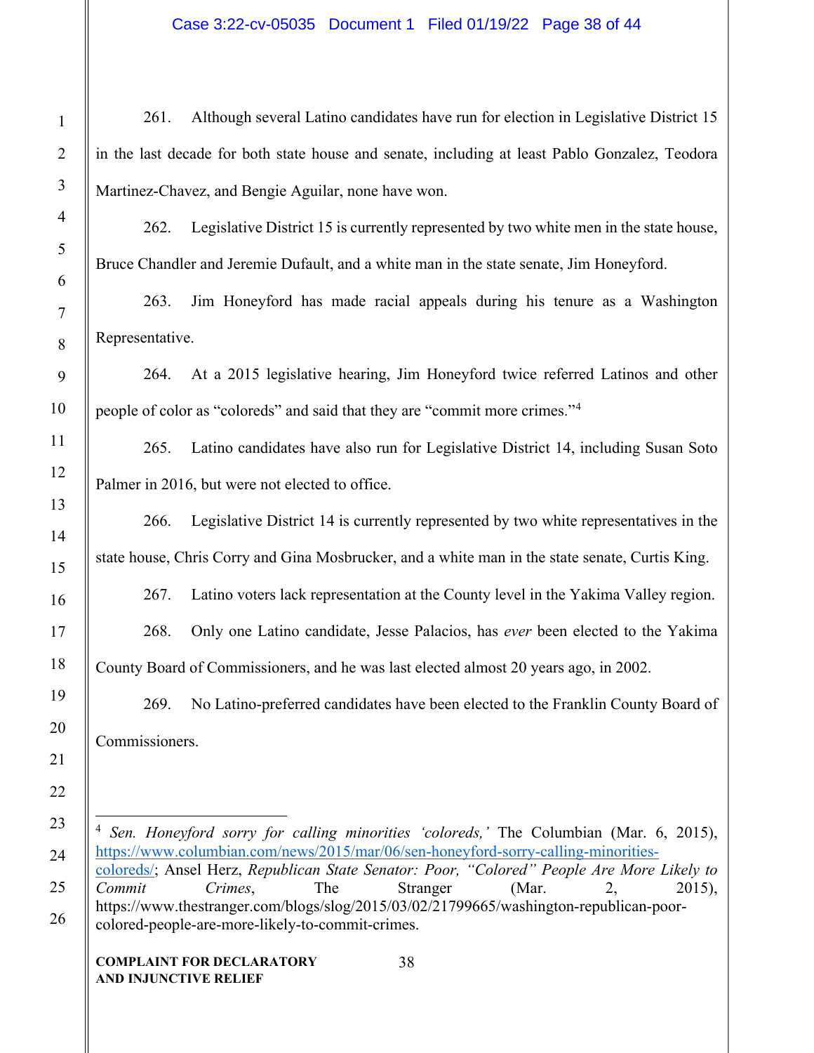261. Although several Latino candidates have run for election in Legislative District 15 in the last decade for both state house and senate, including at least Pablo Gonzalez, Teodora Martinez-Chavez, and Bengie Aguilar, none have won.

262. Legislative District 15 is currently represented by two white men in the state house, Bruce Chandler and Jeremie Dufault, and a white man in the state senate, Jim Honeyford.

263. Jim Honeyford has made racial appeals during his tenure as a Washington Representative.

264. At a 2015 legislative hearing, Jim Honeyford twice referred Latinos and other people of color as "coloreds" and said that they are "commit more crimes."[4]

265. Latino candidates have also run for Legislative District 14, including Susan Soto Palmer in 2016, but were not elected to office.

266. Legislative District 14 is currently represented by two white representatives in the state house, Chris Corry and Gina Mosbrucker, and a white man in the state senate, Curtis King.

267. Latino voters lack representation at the County level in the Yakima Valley region.

268. Only one Latino candidate, Jesse Palacios, has *ever* been elected to the Yakima County Board of Commissioners, and he was last elected almost 20 years ago, in 2002.

269. No Latino-preferred candidates have been elected to the Franklin County Board of Commissioners.

---

[4] *Sen. Honeyford sorry for calling minorities 'coloreds,'* The Columbian (Mar. 6, 2015), https://www.columbian.com/news/2015/mar/06/sen-honeyford-sorry-calling-minorities-coloreds/; Ansel Herz, *Republican State Senator: Poor, "Colored" People Are More Likely to Commit Crimes*, The Stranger (Mar. 2, 2015), https://www.thestranger.com/blogs/slog/2015/03/02/21799665/washington-republican-poor-colored-people-are-more-likely-to-commit-crimes.

**COMPLAINT FOR DECLARATORY AND INJUNCTIVE RELIEF**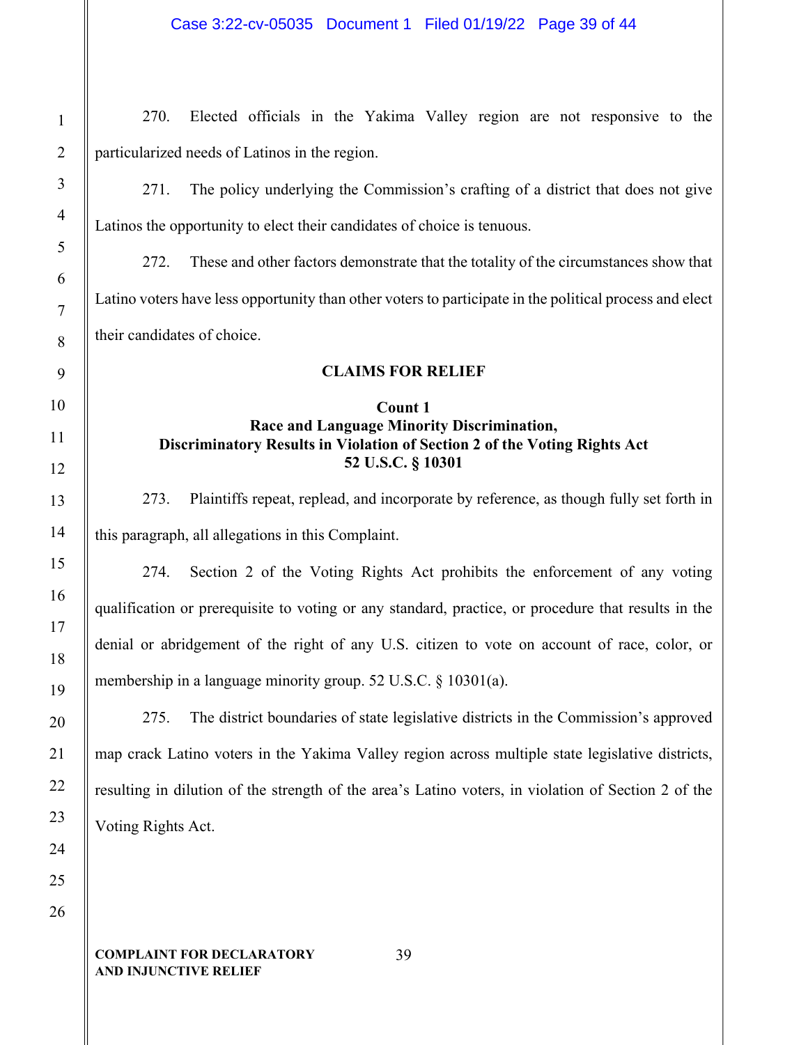270. Elected officials in the Yakima Valley region are not responsive to the particularized needs of Latinos in the region.

271. The policy underlying the Commission's crafting of a district that does not give Latinos the opportunity to elect their candidates of choice is tenuous.

272. These and other factors demonstrate that the totality of the circumstances show that Latino voters have less opportunity than other voters to participate in the political process and elect their candidates of choice.

## CLAIMS FOR RELIEF

### Count 1
### Race and Language Minority Discrimination, Discriminatory Results in Violation of Section 2 of the Voting Rights Act 52 U.S.C. § 10301

273. Plaintiffs repeat, replead, and incorporate by reference, as though fully set forth in this paragraph, all allegations in this Complaint.

274. Section 2 of the Voting Rights Act prohibits the enforcement of any voting qualification or prerequisite to voting or any standard, practice, or procedure that results in the denial or abridgement of the right of any U.S. citizen to vote on account of race, color, or membership in a language minority group. 52 U.S.C. § 10301(a).

275. The district boundaries of state legislative districts in the Commission's approved map crack Latino voters in the Yakima Valley region across multiple state legislative districts, resulting in dilution of the strength of the area's Latino voters, in violation of Section 2 of the Voting Rights Act.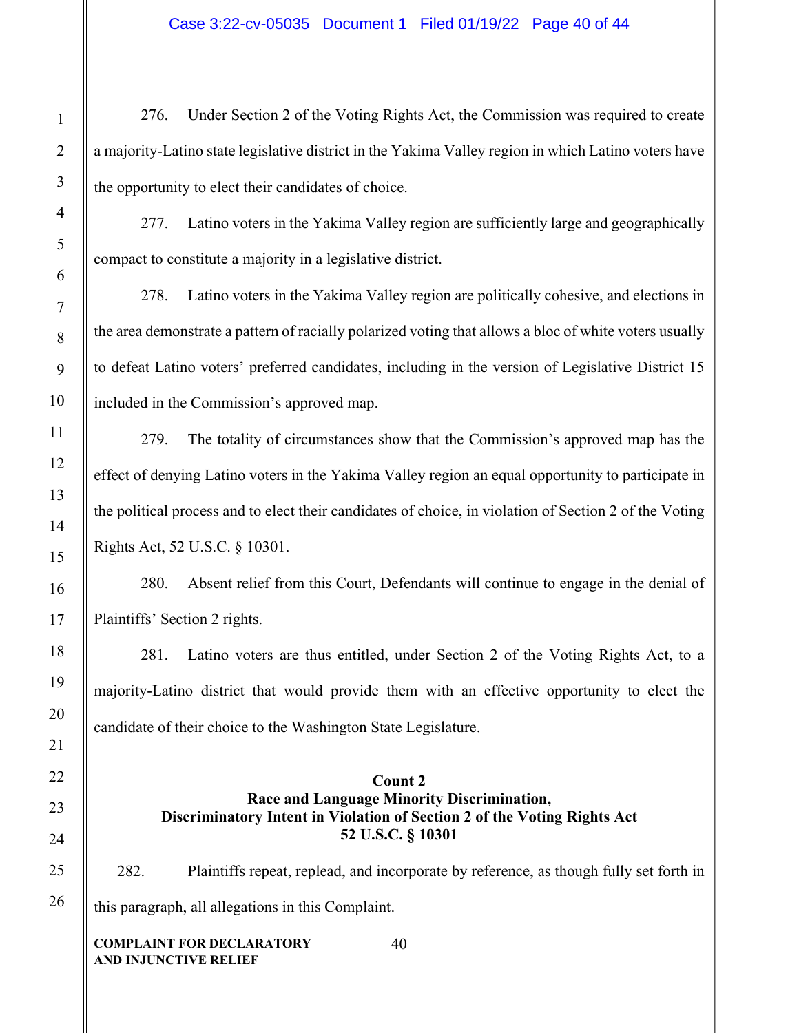276. Under Section 2 of the Voting Rights Act, the Commission was required to create a majority-Latino state legislative district in the Yakima Valley region in which Latino voters have the opportunity to elect their candidates of choice.

277. Latino voters in the Yakima Valley region are sufficiently large and geographically compact to constitute a majority in a legislative district.

278. Latino voters in the Yakima Valley region are politically cohesive, and elections in the area demonstrate a pattern of racially polarized voting that allows a bloc of white voters usually to defeat Latino voters' preferred candidates, including in the version of Legislative District 15 included in the Commission's approved map.

279. The totality of circumstances show that the Commission's approved map has the effect of denying Latino voters in the Yakima Valley region an equal opportunity to participate in the political process and to elect their candidates of choice, in violation of Section 2 of the Voting Rights Act, 52 U.S.C. § 10301.

280. Absent relief from this Court, Defendants will continue to engage in the denial of Plaintiffs' Section 2 rights.

281. Latino voters are thus entitled, under Section 2 of the Voting Rights Act, to a majority-Latino district that would provide them with an effective opportunity to elect the candidate of their choice to the Washington State Legislature.

**Count 2**
**Race and Language Minority Discrimination,**
**Discriminatory Intent in Violation of Section 2 of the Voting Rights Act**
**52 U.S.C. § 10301**

282. Plaintiffs repeat, replead, and incorporate by reference, as though fully set forth in this paragraph, all allegations in this Complaint.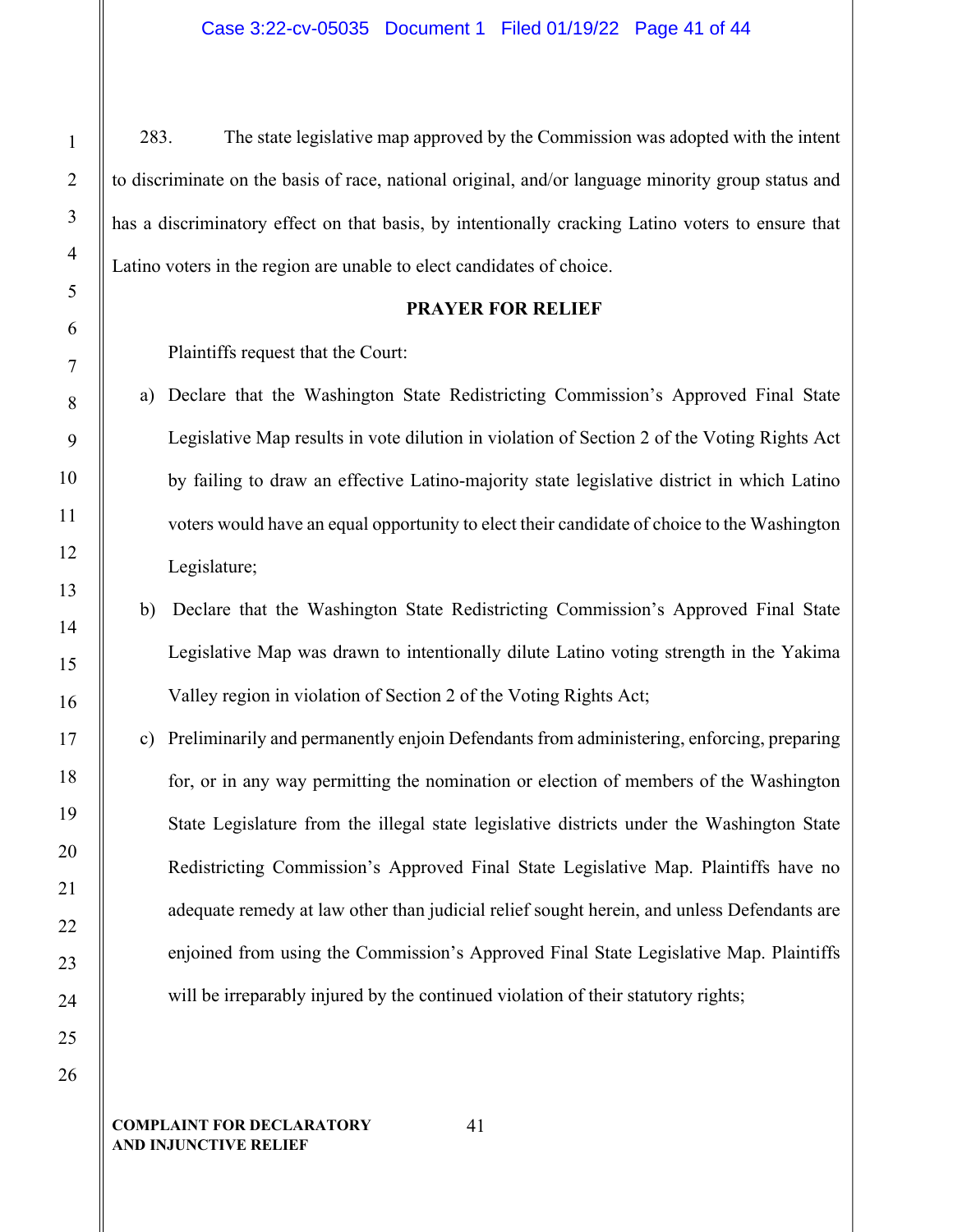283. The state legislative map approved by the Commission was adopted with the intent to discriminate on the basis of race, national original, and/or language minority group status and has a discriminatory effect on that basis, by intentionally cracking Latino voters to ensure that Latino voters in the region are unable to elect candidates of choice.

**PRAYER FOR RELIEF**

Plaintiffs request that the Court:

a) Declare that the Washington State Redistricting Commission's Approved Final State Legislative Map results in vote dilution in violation of Section 2 of the Voting Rights Act by failing to draw an effective Latino-majority state legislative district in which Latino voters would have an equal opportunity to elect their candidate of choice to the Washington Legislature;

b) Declare that the Washington State Redistricting Commission's Approved Final State Legislative Map was drawn to intentionally dilute Latino voting strength in the Yakima Valley region in violation of Section 2 of the Voting Rights Act;

c) Preliminarily and permanently enjoin Defendants from administering, enforcing, preparing for, or in any way permitting the nomination or election of members of the Washington State Legislature from the illegal state legislative districts under the Washington State Redistricting Commission's Approved Final State Legislative Map. Plaintiffs have no adequate remedy at law other than judicial relief sought herein, and unless Defendants are enjoined from using the Commission's Approved Final State Legislative Map. Plaintiffs will be irreparably injured by the continued violation of their statutory rights;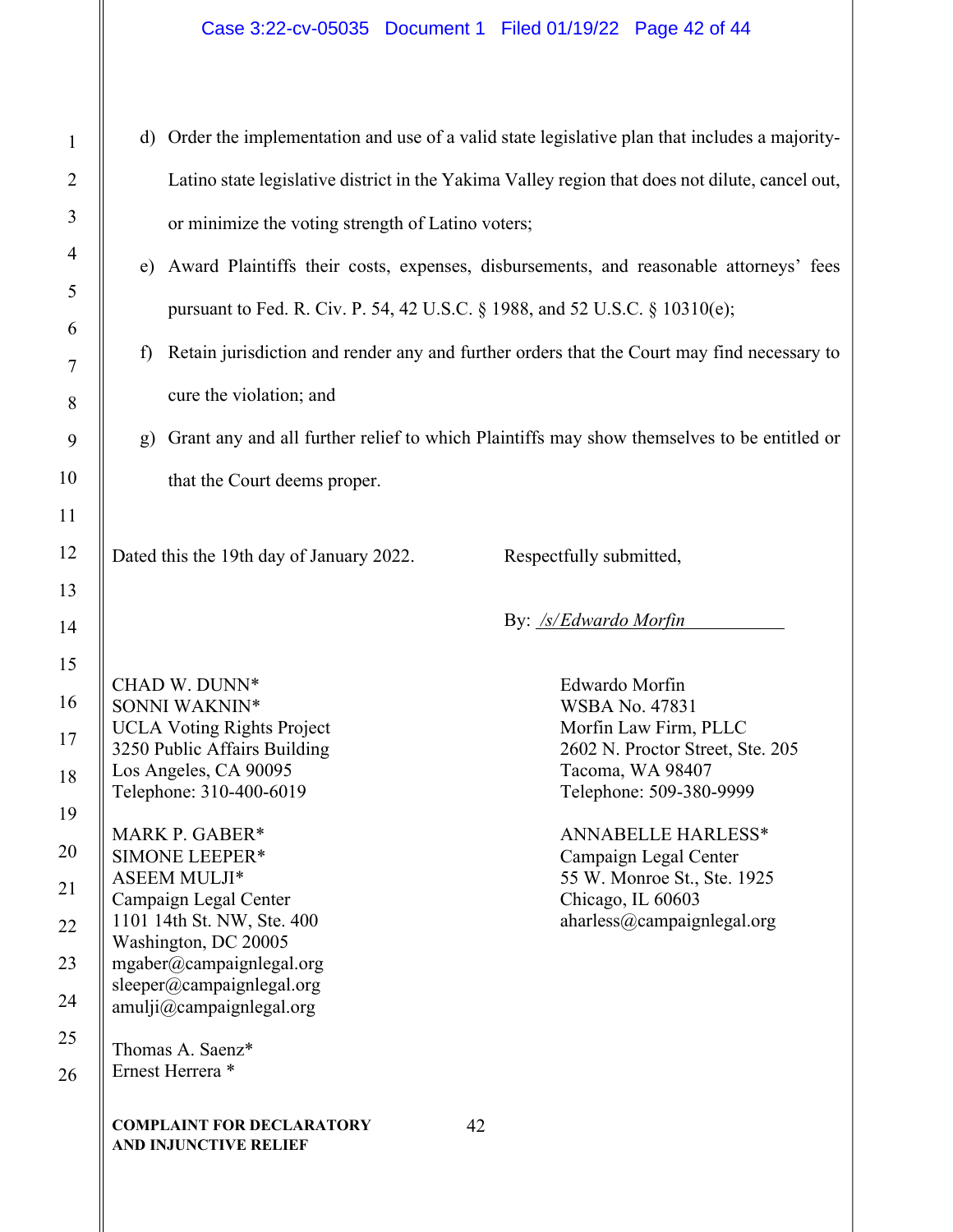d) Order the implementation and use of a valid state legislative plan that includes a majority-Latino state legislative district in the Yakima Valley region that does not dilute, cancel out, or minimize the voting strength of Latino voters;

e) Award Plaintiffs their costs, expenses, disbursements, and reasonable attorneys' fees pursuant to Fed. R. Civ. P. 54, 42 U.S.C. § 1988, and 52 U.S.C. § 10310(e);

f) Retain jurisdiction and render any and further orders that the Court may find necessary to cure the violation; and

g) Grant any and all further relief to which Plaintiffs may show themselves to be entitled or that the Court deems proper.

Dated this the 19th day of January 2022.

Respectfully submitted,

By: */s/Edwardo Morfin*

CHAD W. DUNN*
SONNI WAKNIN*
UCLA Voting Rights Project
3250 Public Affairs Building
Los Angeles, CA 90095
Telephone: 310-400-6019

MARK P. GABER*
SIMONE LEEPER*
ASEEM MULJI*
Campaign Legal Center
1101 14th St. NW, Ste. 400
Washington, DC 20005
mgaber@campaignlegal.org
sleeper@campaignlegal.org
amulji@campaignlegal.org

Thomas A. Saenz*
Ernest Herrera *

Edwardo Morfin
WSBA No. 47831
Morfin Law Firm, PLLC
2602 N. Proctor Street, Ste. 205
Tacoma, WA 98407
Telephone: 509-380-9999

ANNABELLE HARLESS*
Campaign Legal Center
55 W. Monroe St., Ste. 1925
Chicago, IL 60603
aharless@campaignlegal.org

**COMPLAINT FOR DECLARATORY AND INJUNCTIVE RELIEF**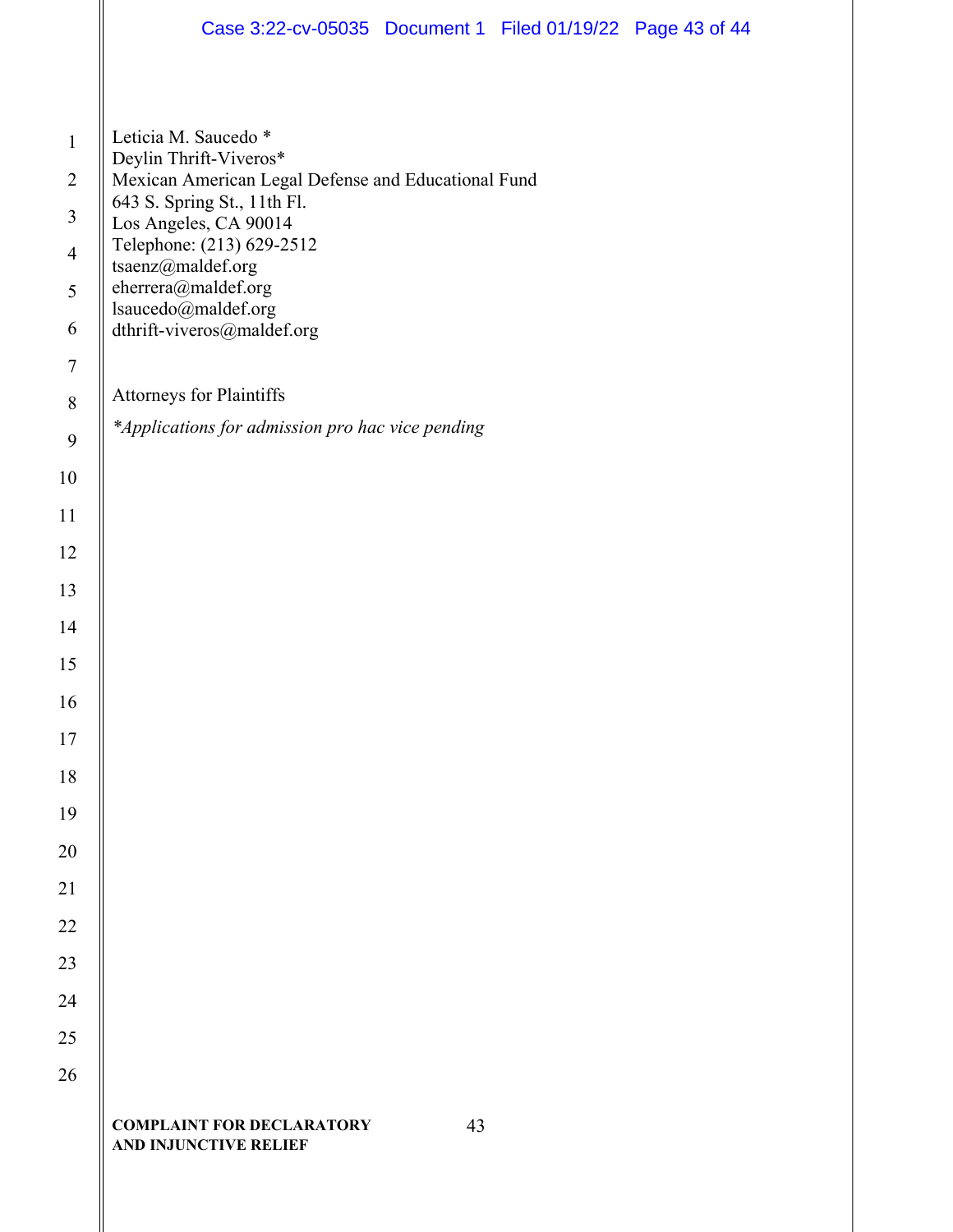Leticia M. Saucedo *
Deylin Thrift-Viveros*
Mexican American Legal Defense and Educational Fund
643 S. Spring St., 11th Fl.
Los Angeles, CA 90014
Telephone: (213) 629-2512
tsaenz@maldef.org
eherrera@maldef.org
lsaucedo@maldef.org
dthrift-viveros@maldef.org

Attorneys for Plaintiffs

*\*Applications for admission pro hac vice pending*

**COMPLAINT FOR DECLARATORY AND INJUNCTIVE RELIEF**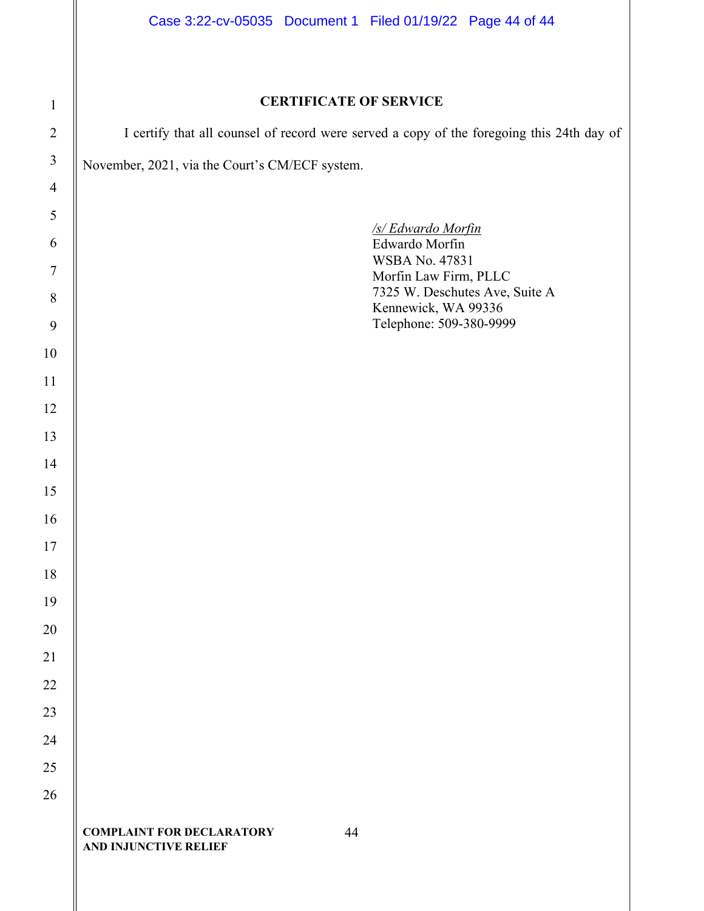## CERTIFICATE OF SERVICE

I certify that all counsel of record were served a copy of the foregoing this 24th day of November, 2021, via the Court's CM/ECF system.

*/s/ Edwardo Morfin*
Edwardo Morfin
WSBA No. 47831
Morfin Law Firm, PLLC
7325 W. Deschutes Ave, Suite A
Kennewick, WA 99336
Telephone: 509-380-9999